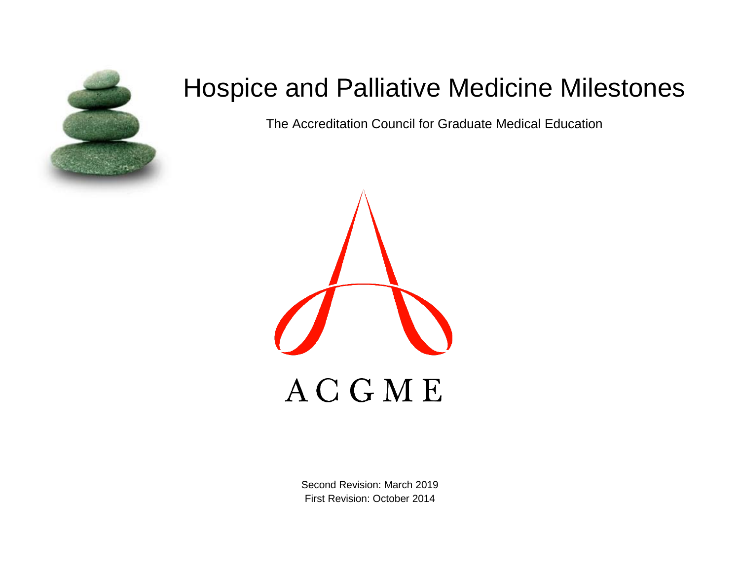# Hospice and Palliative Medicine Milestones

The Accreditation Council for Graduate Medical Education

ACGME

Second Revision: March 2019
First Revision: October 2014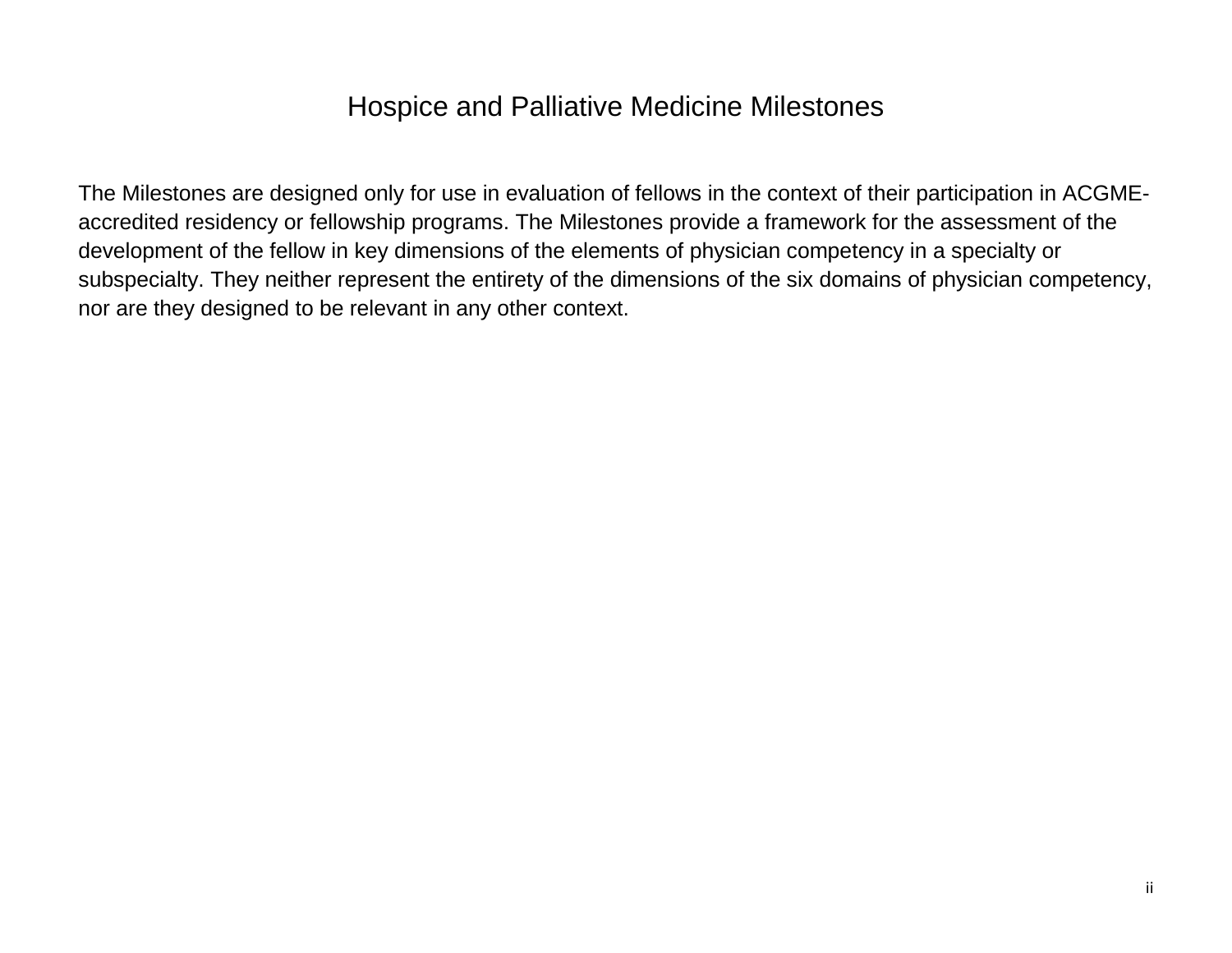# Hospice and Palliative Medicine Milestones

The Milestones are designed only for use in evaluation of fellows in the context of their participation in ACGME-accredited residency or fellowship programs. The Milestones provide a framework for the assessment of the development of the fellow in key dimensions of the elements of physician competency in a specialty or subspecialty. They neither represent the entirety of the dimensions of the six domains of physician competency, nor are they designed to be relevant in any other context.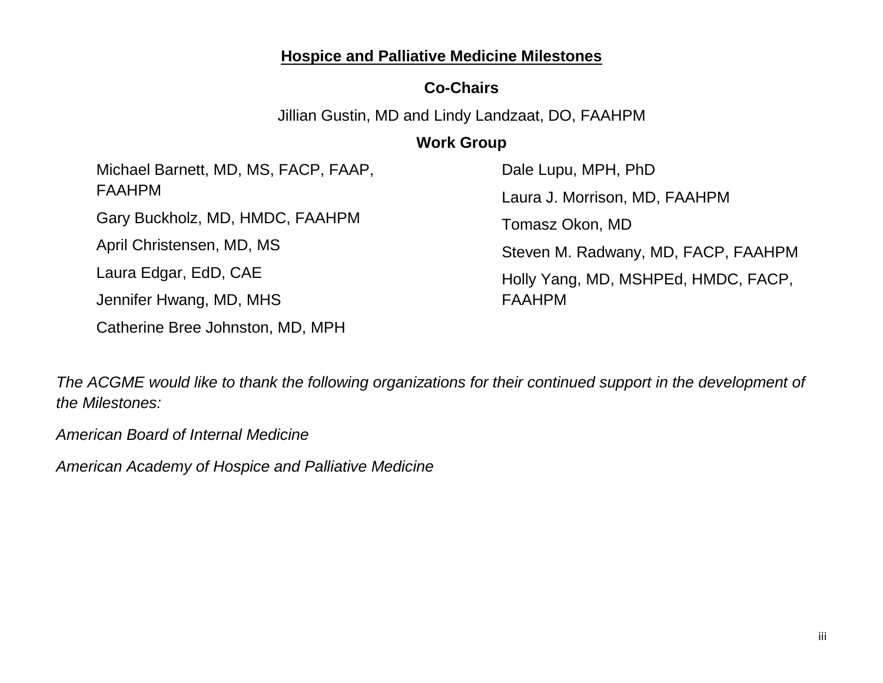## Hospice and Palliative Medicine Milestones

**Co-Chairs**

Jillian Gustin, MD and Lindy Landzaat, DO, FAAHPM

**Work Group**

Michael Barnett, MD, MS, FACP, FAAP, FAAHPM

Gary Buckholz, MD, HMDC, FAAHPM

April Christensen, MD, MS

Laura Edgar, EdD, CAE

Jennifer Hwang, MD, MHS

Catherine Bree Johnston, MD, MPH

Dale Lupu, MPH, PhD

Laura J. Morrison, MD, FAAHPM

Tomasz Okon, MD

Steven M. Radwany, MD, FACP, FAAHPM

Holly Yang, MD, MSHPEd, HMDC, FACP, FAAHPM

*The ACGME would like to thank the following organizations for their continued support in the development of the Milestones:*

*American Board of Internal Medicine*

*American Academy of Hospice and Palliative Medicine*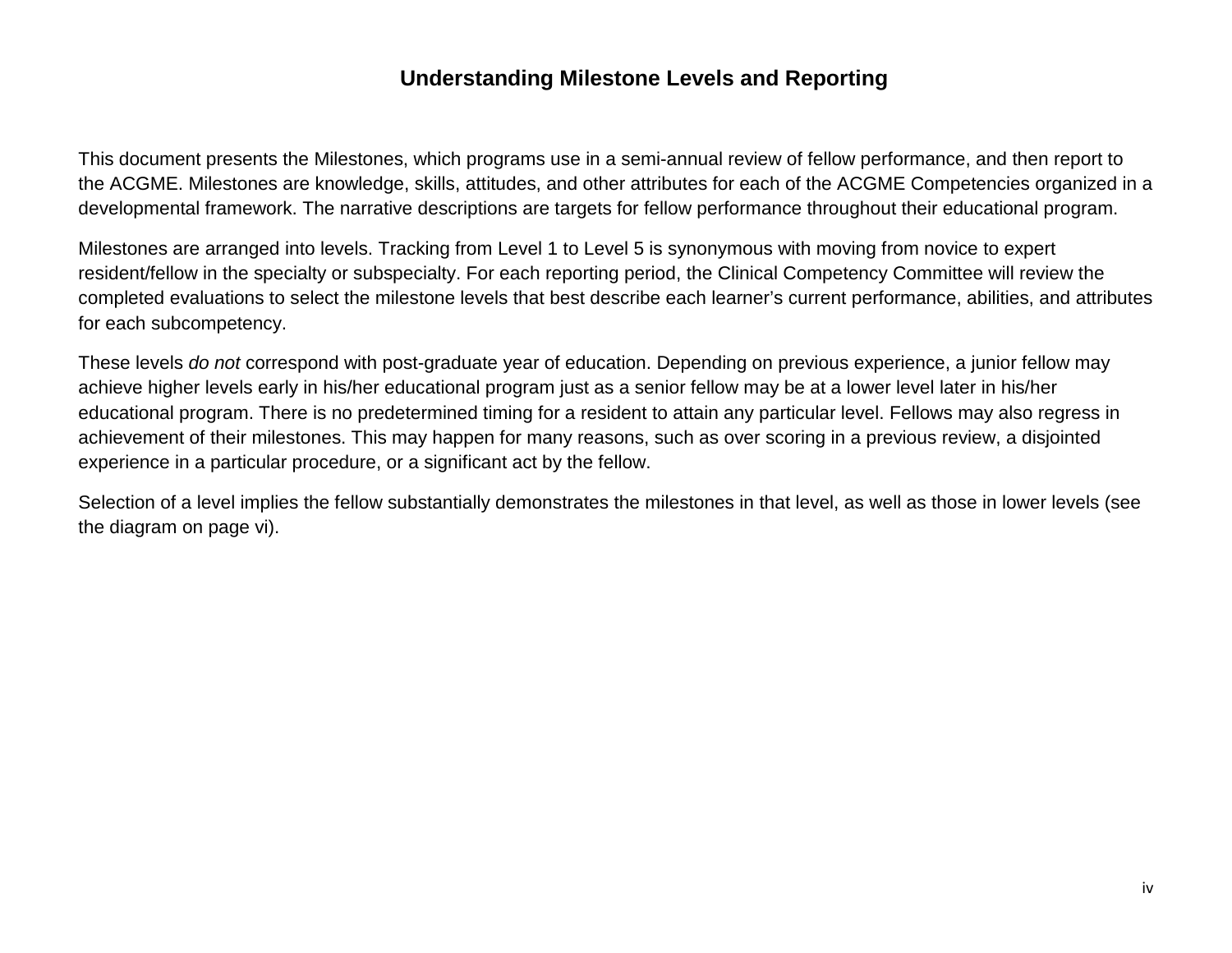# Understanding Milestone Levels and Reporting

This document presents the Milestones, which programs use in a semi-annual review of fellow performance, and then report to the ACGME. Milestones are knowledge, skills, attitudes, and other attributes for each of the ACGME Competencies organized in a developmental framework. The narrative descriptions are targets for fellow performance throughout their educational program.

Milestones are arranged into levels. Tracking from Level 1 to Level 5 is synonymous with moving from novice to expert resident/fellow in the specialty or subspecialty. For each reporting period, the Clinical Competency Committee will review the completed evaluations to select the milestone levels that best describe each learner's current performance, abilities, and attributes for each subcompetency.

These levels *do not* correspond with post-graduate year of education. Depending on previous experience, a junior fellow may achieve higher levels early in his/her educational program just as a senior fellow may be at a lower level later in his/her educational program. There is no predetermined timing for a resident to attain any particular level. Fellows may also regress in achievement of their milestones. This may happen for many reasons, such as over scoring in a previous review, a disjointed experience in a particular procedure, or a significant act by the fellow.

Selection of a level implies the fellow substantially demonstrates the milestones in that level, as well as those in lower levels (see the diagram on page vi).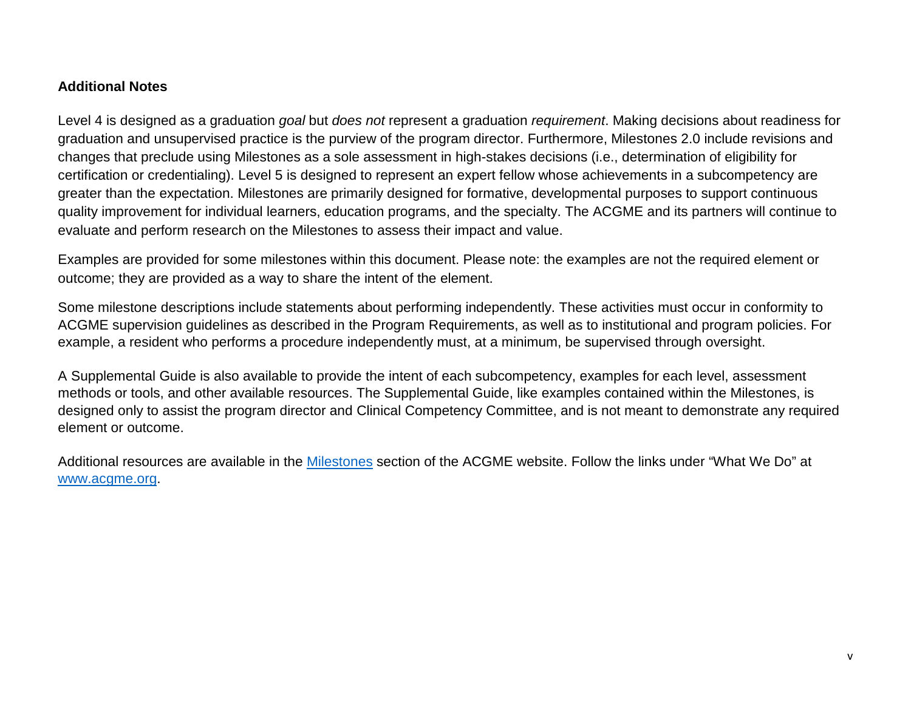**Additional Notes**

Level 4 is designed as a graduation *goal* but *does not* represent a graduation *requirement*. Making decisions about readiness for graduation and unsupervised practice is the purview of the program director. Furthermore, Milestones 2.0 include revisions and changes that preclude using Milestones as a sole assessment in high-stakes decisions (i.e., determination of eligibility for certification or credentialing). Level 5 is designed to represent an expert fellow whose achievements in a subcompetency are greater than the expectation. Milestones are primarily designed for formative, developmental purposes to support continuous quality improvement for individual learners, education programs, and the specialty. The ACGME and its partners will continue to evaluate and perform research on the Milestones to assess their impact and value.

Examples are provided for some milestones within this document. Please note: the examples are not the required element or outcome; they are provided as a way to share the intent of the element.

Some milestone descriptions include statements about performing independently. These activities must occur in conformity to ACGME supervision guidelines as described in the Program Requirements, as well as to institutional and program policies. For example, a resident who performs a procedure independently must, at a minimum, be supervised through oversight.

A Supplemental Guide is also available to provide the intent of each subcompetency, examples for each level, assessment methods or tools, and other available resources. The Supplemental Guide, like examples contained within the Milestones, is designed only to assist the program director and Clinical Competency Committee, and is not meant to demonstrate any required element or outcome.

Additional resources are available in the [Milestones](Milestones) section of the ACGME website. Follow the links under "What We Do" at [www.acgme.org](www.acgme.org).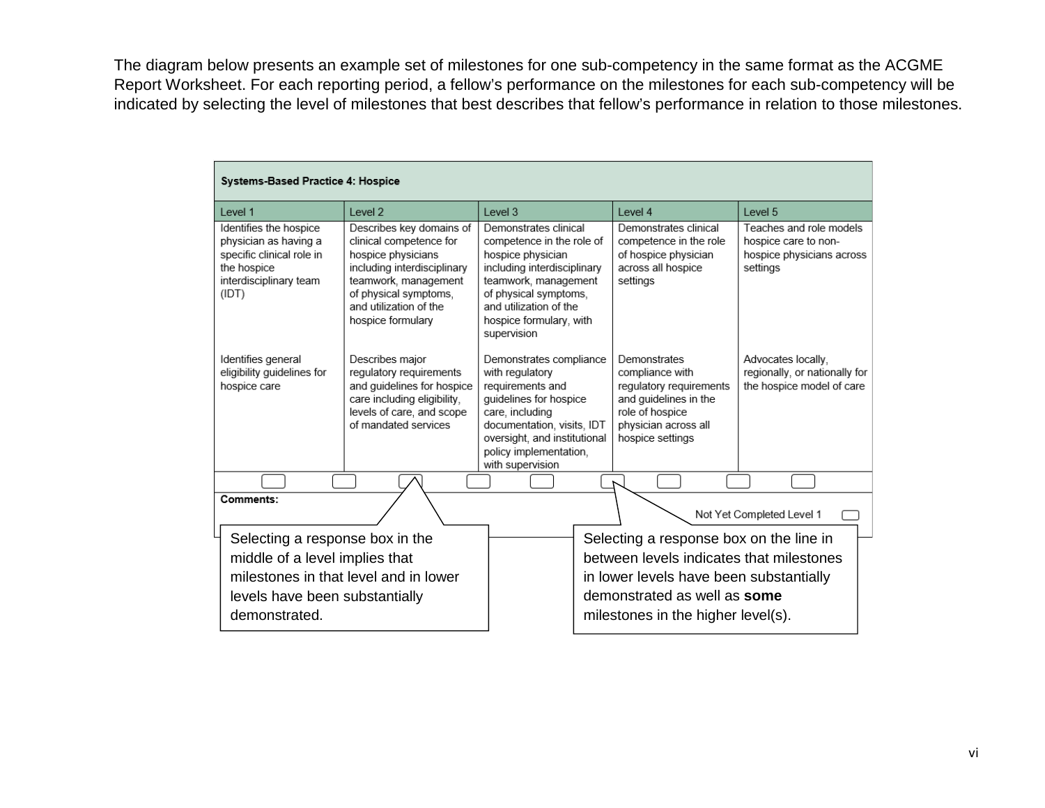The diagram below presents an example set of milestones for one sub-competency in the same format as the ACGME Report Worksheet. For each reporting period, a fellow's performance on the milestones for each sub-competency will be indicated by selecting the level of milestones that best describes that fellow's performance in relation to those milestones.

**Systems-Based Practice 4: Hospice**

| Level 1 | Level 2 | Level 3 | Level 4 | Level 5 |
|---|---|---|---|---|
| Identifies the hospice physician as having a specific clinical role in the hospice interdisciplinary team (IDT) | Describes key domains of clinical competence for hospice physicians including interdisciplinary teamwork, management of physical symptoms, and utilization of the hospice formulary | Demonstrates clinical competence in the role of hospice physician including interdisciplinary teamwork, management of physical symptoms, and utilization of the hospice formulary, with supervision | Demonstrates clinical competence in the role of hospice physician across all hospice settings | Teaches and role models hospice care to non-hospice physicians across settings |
| Identifies general eligibility guidelines for hospice care | Describes major regulatory requirements and guidelines for hospice care including eligibility, levels of care, and scope of mandated services | Demonstrates compliance with regulatory requirements and guidelines for hospice care, including documentation, visits, IDT oversight, and institutional policy implementation, with supervision | Demonstrates compliance with regulatory requirements and guidelines in the role of hospice physician across all hospice settings | Advocates locally, regionally, or nationally for the hospice model of care |

**Comments:**

Not Yet Completed Level 1

Selecting a response box in the middle of a level implies that milestones in that level and in lower levels have been substantially demonstrated.

Selecting a response box on the line in between levels indicates that milestones in lower levels have been substantially demonstrated as well as **some** milestones in the higher level(s).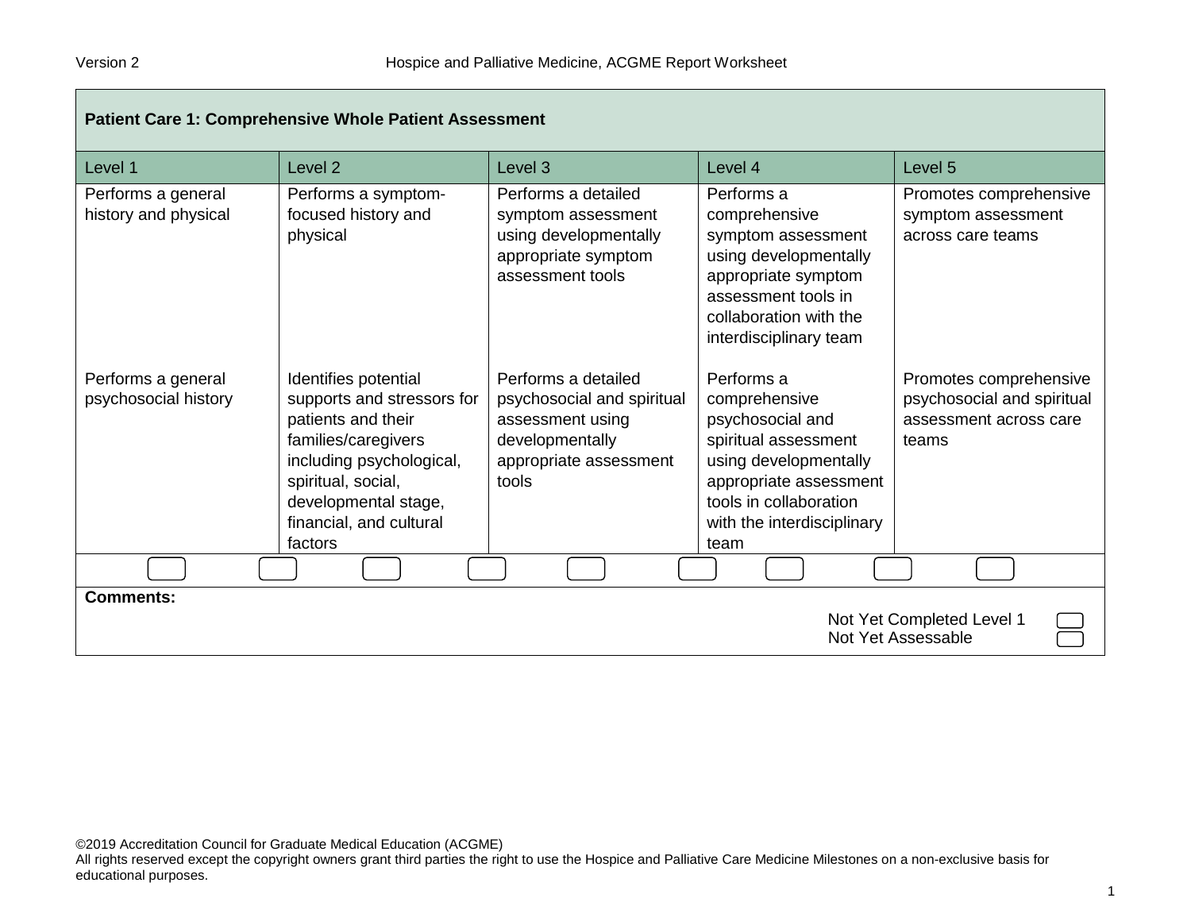| Patient Care 1: Comprehensive Whole Patient Assessment | | | | |
|---|---|---|---|---|
| Level 1 | Level 2 | Level 3 | Level 4 | Level 5 |
| Performs a general history and physical | Performs a symptom-focused history and physical | Performs a detailed symptom assessment using developmentally appropriate symptom assessment tools | Performs a comprehensive symptom assessment using developmentally appropriate symptom assessment tools in collaboration with the interdisciplinary team | Promotes comprehensive symptom assessment across care teams |
| Performs a general psychosocial history | Identifies potential supports and stressors for patients and their families/caregivers including psychological, spiritual, social, developmental stage, financial, and cultural factors | Performs a detailed psychosocial and spiritual assessment using developmentally appropriate assessment tools | Performs a comprehensive psychosocial and spiritual assessment using developmentally appropriate assessment tools in collaboration with the interdisciplinary team | Promotes comprehensive psychosocial and spiritual assessment across care teams |

**Comments:**

Not Yet Completed Level 1

Not Yet Assessable

©2019 Accreditation Council for Graduate Medical Education (ACGME)
All rights reserved except the copyright owners grant third parties the right to use the Hospice and Palliative Care Medicine Milestones on a non-exclusive basis for educational purposes.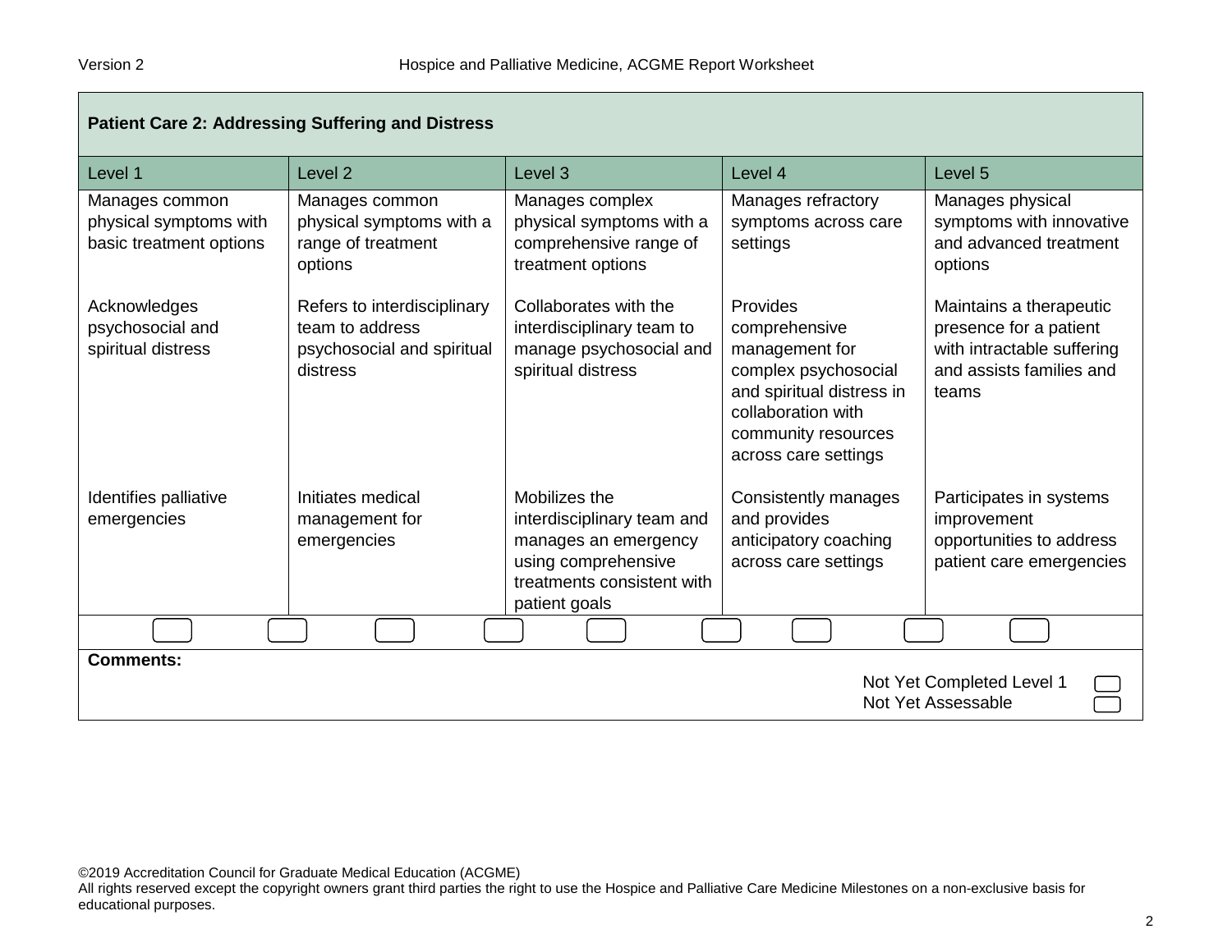| Patient Care 2: Addressing Suffering and Distress | | | | |
|---|---|---|---|---|
| Level 1 | Level 2 | Level 3 | Level 4 | Level 5 |
| Manages common physical symptoms with basic treatment options | Manages common physical symptoms with a range of treatment options | Manages complex physical symptoms with a comprehensive range of treatment options | Manages refractory symptoms across care settings | Manages physical symptoms with innovative and advanced treatment options |
| Acknowledges psychosocial and spiritual distress | Refers to interdisciplinary team to address psychosocial and spiritual distress | Collaborates with the interdisciplinary team to manage psychosocial and spiritual distress | Provides comprehensive management for complex psychosocial and spiritual distress in collaboration with community resources across care settings | Maintains a therapeutic presence for a patient with intractable suffering and assists families and teams |
| Identifies palliative emergencies | Initiates medical management for emergencies | Mobilizes the interdisciplinary team and manages an emergency using comprehensive treatments consistent with patient goals | Consistently manages and provides anticipatory coaching across care settings | Participates in systems improvement opportunities to address patient care emergencies |

**Comments:**

Not Yet Completed Level 1

Not Yet Assessable

©2019 Accreditation Council for Graduate Medical Education (ACGME)
All rights reserved except the copyright owners grant third parties the right to use the Hospice and Palliative Care Medicine Milestones on a non-exclusive basis for educational purposes.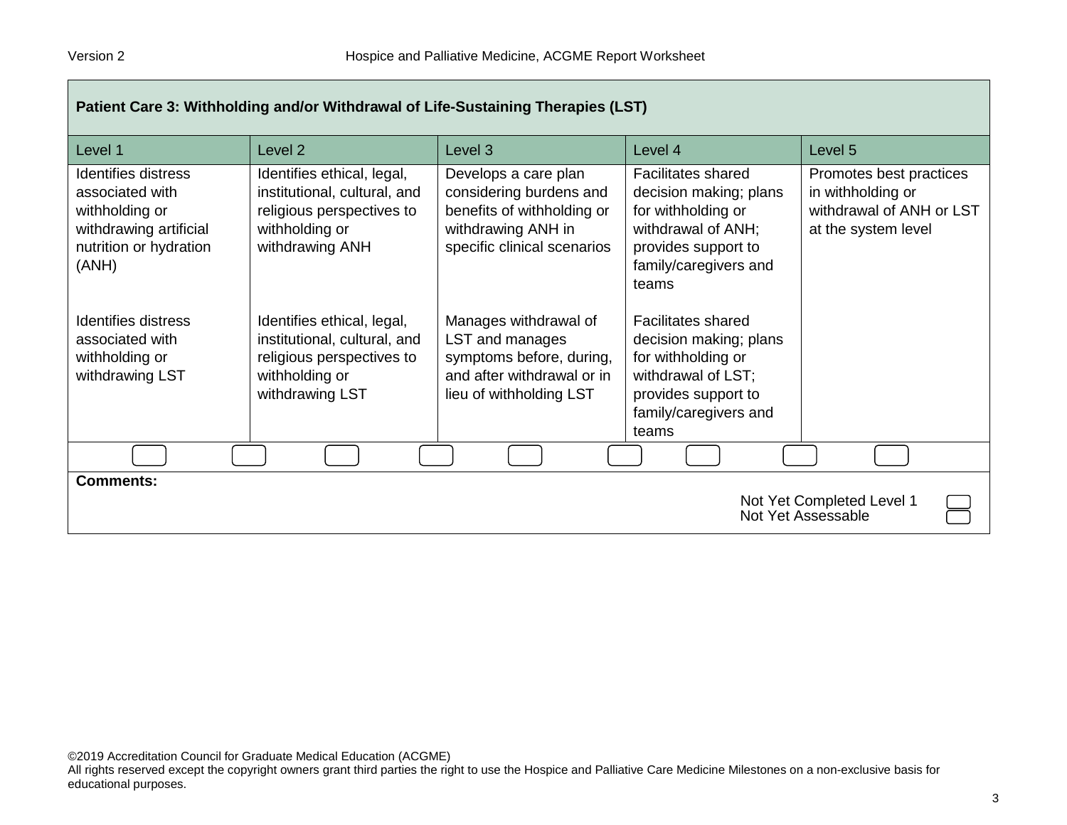**Patient Care 3: Withholding and/or Withdrawal of Life-Sustaining Therapies (LST)**

| Level 1 | Level 2 | Level 3 | Level 4 | Level 5 |
|---|---|---|---|---|
| Identifies distress associated with withholding or withdrawing artificial nutrition or hydration (ANH) | Identifies ethical, legal, institutional, cultural, and religious perspectives to withholding or withdrawing ANH | Develops a care plan considering burdens and benefits of withholding or withdrawing ANH in specific clinical scenarios | Facilitates shared decision making; plans for withholding or withdrawal of ANH; provides support to family/caregivers and teams | Promotes best practices in withholding or withdrawal of ANH or LST at the system level |
| Identifies distress associated with withholding or withdrawing LST | Identifies ethical, legal, institutional, cultural, and religious perspectives to withholding or withdrawing LST | Manages withdrawal of LST and manages symptoms before, during, and after withdrawal or in lieu of withholding LST | Facilitates shared decision making; plans for withholding or withdrawal of LST; provides support to family/caregivers and teams | |

**Comments:**

Not Yet Completed Level 1

Not Yet Assessable

©2019 Accreditation Council for Graduate Medical Education (ACGME)
All rights reserved except the copyright owners grant third parties the right to use the Hospice and Palliative Care Medicine Milestones on a non-exclusive basis for educational purposes.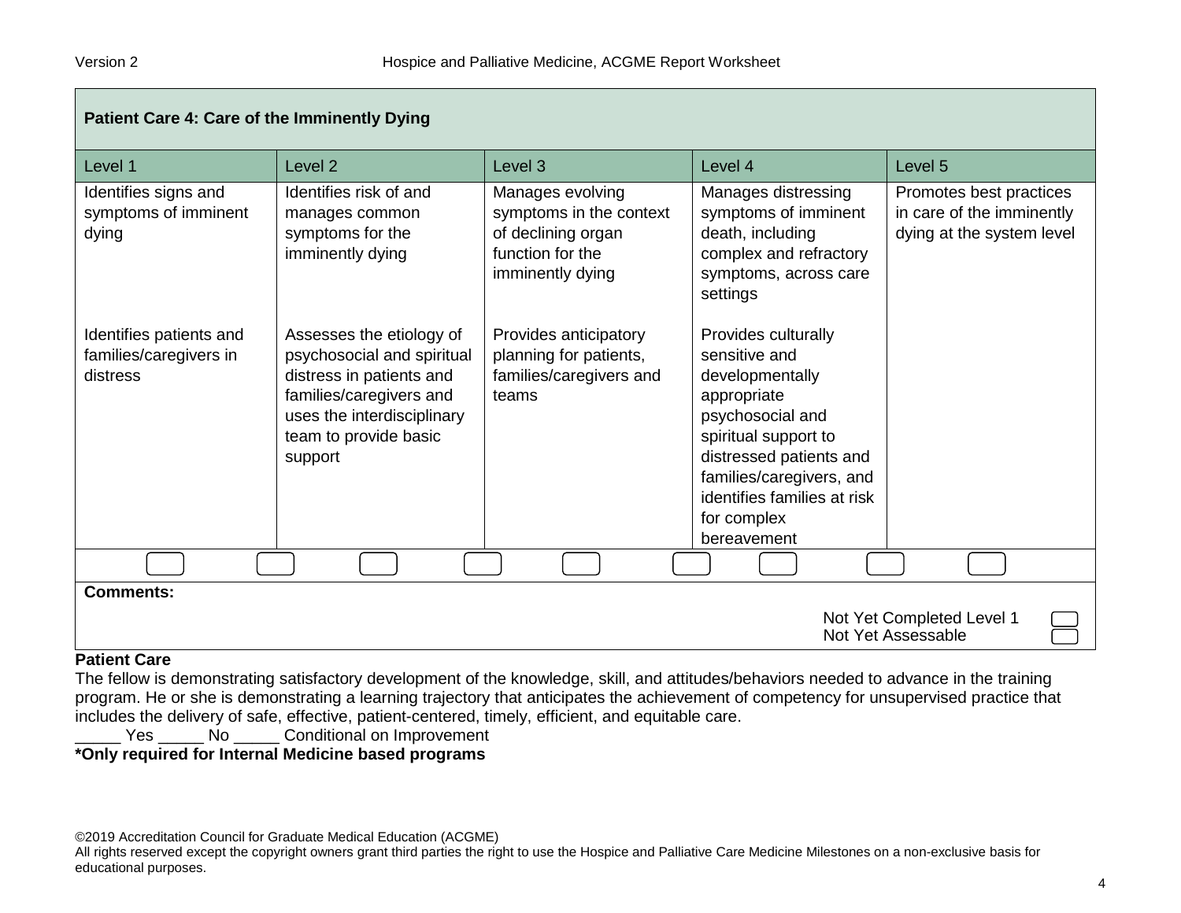| Patient Care 4: Care of the Imminently Dying | | | | |
|---|---|---|---|---|
| Level 1 | Level 2 | Level 3 | Level 4 | Level 5 |
| Identifies signs and symptoms of imminent dying | Identifies risk of and manages common symptoms for the imminently dying | Manages evolving symptoms in the context of declining organ function for the imminently dying | Manages distressing symptoms of imminent death, including complex and refractory symptoms, across care settings | Promotes best practices in care of the imminently dying at the system level |
| Identifies patients and families/caregivers in distress | Assesses the etiology of psychosocial and spiritual distress in patients and families/caregivers and uses the interdisciplinary team to provide basic support | Provides anticipatory planning for patients, families/caregivers and teams | Provides culturally sensitive and developmentally appropriate psychosocial and spiritual support to distressed patients and families/caregivers, and identifies families at risk for complex bereavement | |

**Comments:**

Not Yet Completed Level 1
Not Yet Assessable

**Patient Care**

The fellow is demonstrating satisfactory development of the knowledge, skill, and attitudes/behaviors needed to advance in the training program. He or she is demonstrating a learning trajectory that anticipates the achievement of competency for unsupervised practice that includes the delivery of safe, effective, patient-centered, timely, efficient, and equitable care.

_____ Yes _____ No _____ Conditional on Improvement

**\*Only required for Internal Medicine based programs**

©2019 Accreditation Council for Graduate Medical Education (ACGME)
All rights reserved except the copyright owners grant third parties the right to use the Hospice and Palliative Care Medicine Milestones on a non-exclusive basis for educational purposes.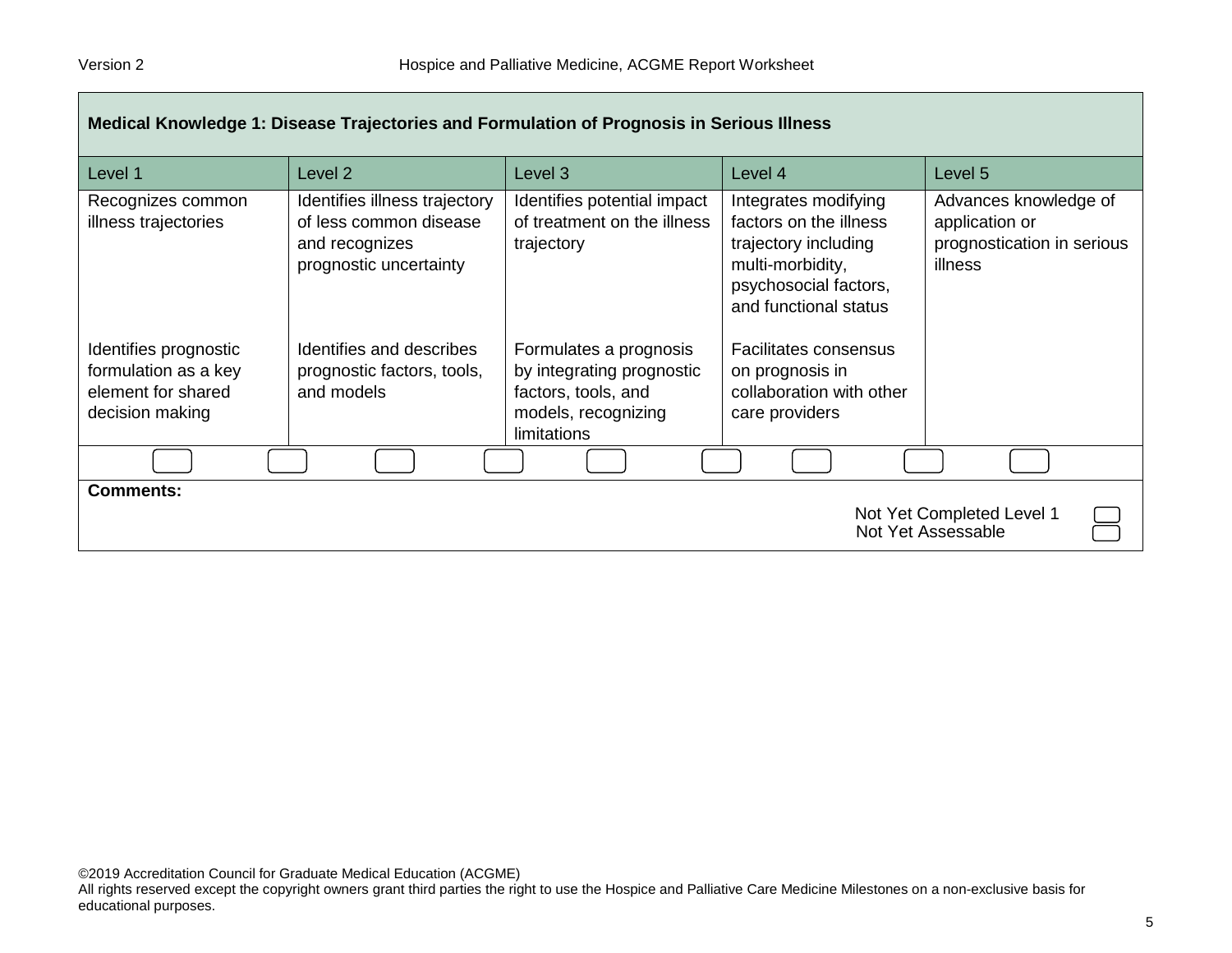| Medical Knowledge 1: Disease Trajectories and Formulation of Prognosis in Serious Illness | | | | |
|---|---|---|---|---|
| Level 1 | Level 2 | Level 3 | Level 4 | Level 5 |
| Recognizes common illness trajectories | Identifies illness trajectory of less common disease and recognizes prognostic uncertainty | Identifies potential impact of treatment on the illness trajectory | Integrates modifying factors on the illness trajectory including multi-morbidity, psychosocial factors, and functional status | Advances knowledge of application or prognostication in serious illness |
| Identifies prognostic formulation as a key element for shared decision making | Identifies and describes prognostic factors, tools, and models | Formulates a prognosis by integrating prognostic factors, tools, and models, recognizing limitations | Facilitates consensus on prognosis in collaboration with other care providers | |

**Comments:**

Not Yet Completed Level 1

Not Yet Assessable

©2019 Accreditation Council for Graduate Medical Education (ACGME)
All rights reserved except the copyright owners grant third parties the right to use the Hospice and Palliative Care Medicine Milestones on a non-exclusive basis for educational purposes.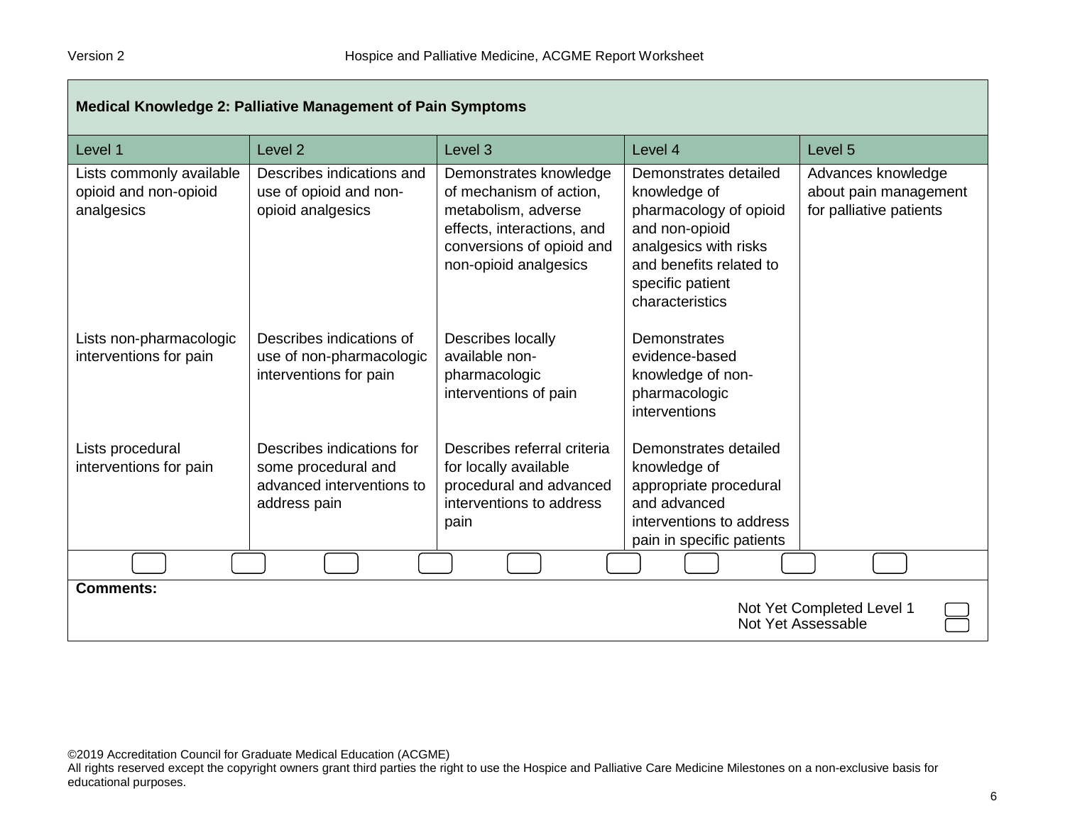## Medical Knowledge 2: Palliative Management of Pain Symptoms

| Level 1 | Level 2 | Level 3 | Level 4 | Level 5 |
|---|---|---|---|---|
| Lists commonly available opioid and non-opioid analgesics | Describes indications and use of opioid and non-opioid analgesics | Demonstrates knowledge of mechanism of action, metabolism, adverse effects, interactions, and conversions of opioid and non-opioid analgesics | Demonstrates detailed knowledge of pharmacology of opioid and non-opioid analgesics with risks and benefits related to specific patient characteristics | Advances knowledge about pain management for palliative patients |
| Lists non-pharmacologic interventions for pain | Describes indications of use of non-pharmacologic interventions for pain | Describes locally available non-pharmacologic interventions of pain | Demonstrates evidence-based knowledge of non-pharmacologic interventions | |
| Lists procedural interventions for pain | Describes indications for some procedural and advanced interventions to address pain | Describes referral criteria for locally available procedural and advanced interventions to address pain | Demonstrates detailed knowledge of appropriate procedural and advanced interventions to address pain in specific patients | |

**Comments:**

Not Yet Completed Level 1

Not Yet Assessable

©2019 Accreditation Council for Graduate Medical Education (ACGME)
All rights reserved except the copyright owners grant third parties the right to use the Hospice and Palliative Care Medicine Milestones on a non-exclusive basis for educational purposes.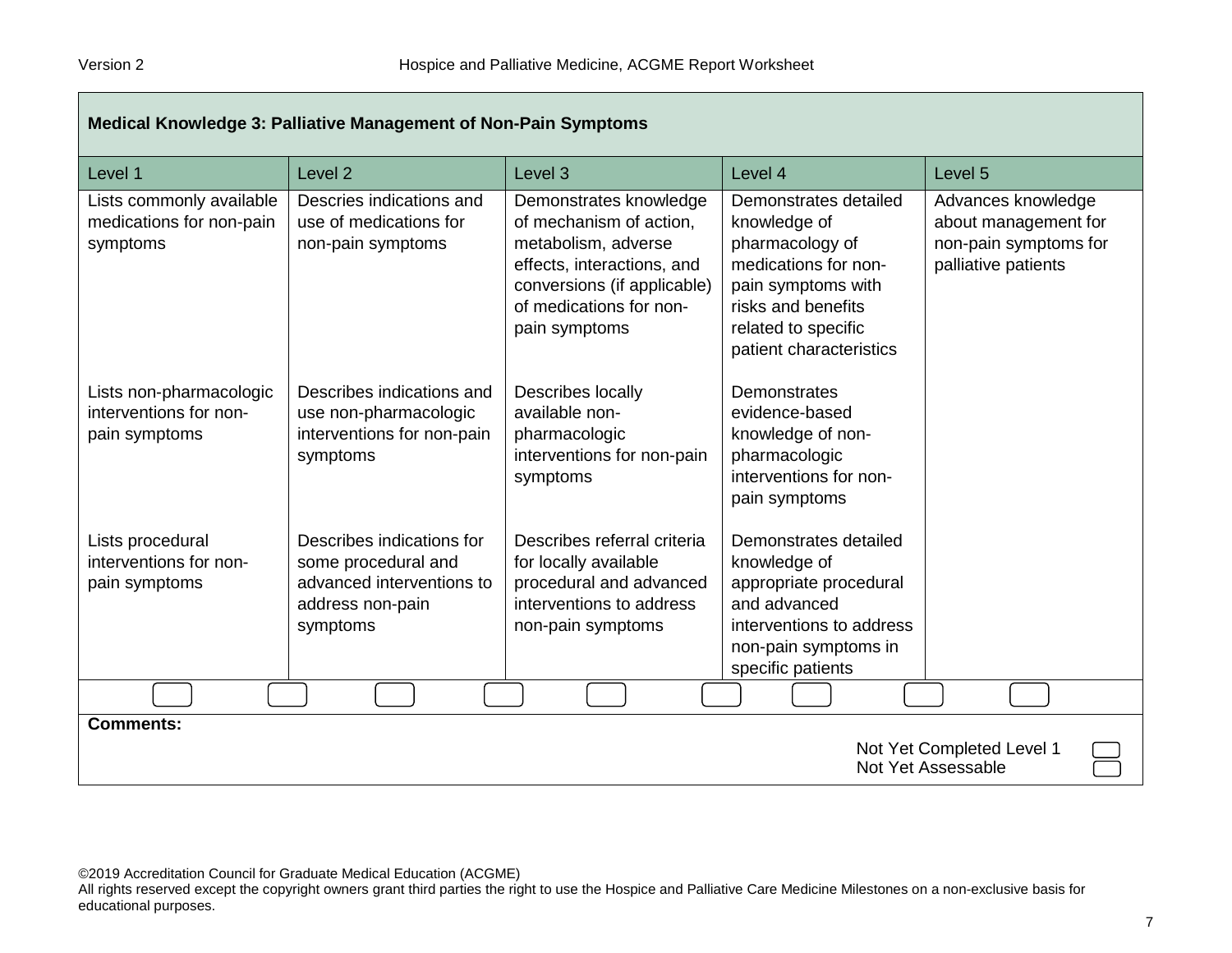## Medical Knowledge 3: Palliative Management of Non-Pain Symptoms

| Level 1 | Level 2 | Level 3 | Level 4 | Level 5 |
|---|---|---|---|---|
| Lists commonly available medications for non-pain symptoms | Descries indications and use of medications for non-pain symptoms | Demonstrates knowledge of mechanism of action, metabolism, adverse effects, interactions, and conversions (if applicable) of medications for non-pain symptoms | Demonstrates detailed knowledge of pharmacology of medications for non-pain symptoms with risks and benefits related to specific patient characteristics | Advances knowledge about management for non-pain symptoms for palliative patients |
| Lists non-pharmacologic interventions for non-pain symptoms | Describes indications and use non-pharmacologic interventions for non-pain symptoms | Describes locally available non-pharmacologic interventions for non-pain symptoms | Demonstrates evidence-based knowledge of non-pharmacologic interventions for non-pain symptoms | |
| Lists procedural interventions for non-pain symptoms | Describes indications for some procedural and advanced interventions to address non-pain symptoms | Describes referral criteria for locally available procedural and advanced interventions to address non-pain symptoms | Demonstrates detailed knowledge of appropriate procedural and advanced interventions to address non-pain symptoms in specific patients | |

**Comments:**

Not Yet Completed Level 1
Not Yet Assessable

©2019 Accreditation Council for Graduate Medical Education (ACGME)
All rights reserved except the copyright owners grant third parties the right to use the Hospice and Palliative Care Medicine Milestones on a non-exclusive basis for educational purposes.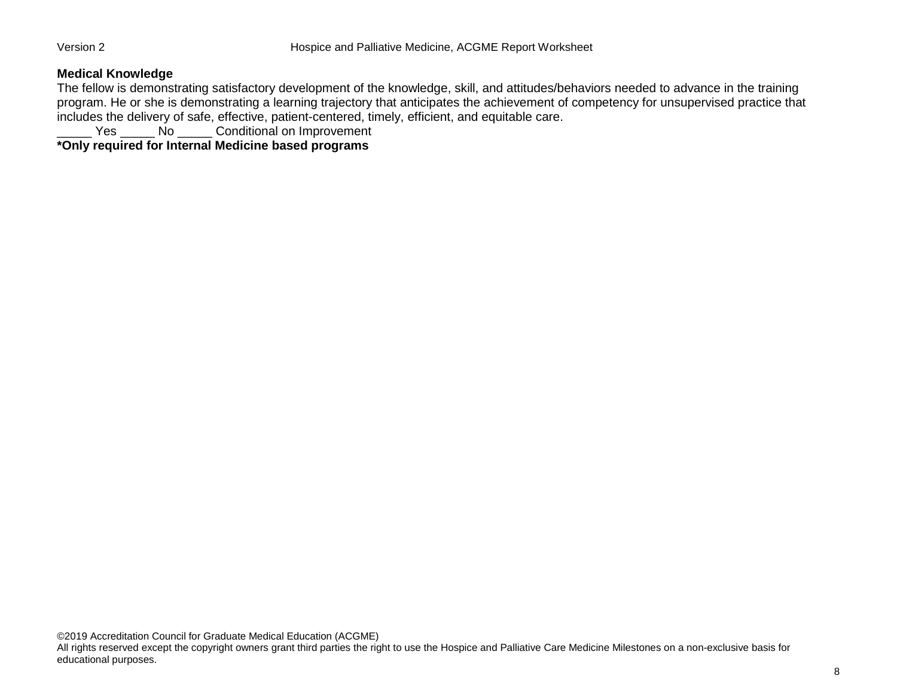**Medical Knowledge**

The fellow is demonstrating satisfactory development of the knowledge, skill, and attitudes/behaviors needed to advance in the training program. He or she is demonstrating a learning trajectory that anticipates the achievement of competency for unsupervised practice that includes the delivery of safe, effective, patient-centered, timely, efficient, and equitable care.

_____ Yes _____ No _____ Conditional on Improvement

**\*Only required for Internal Medicine based programs**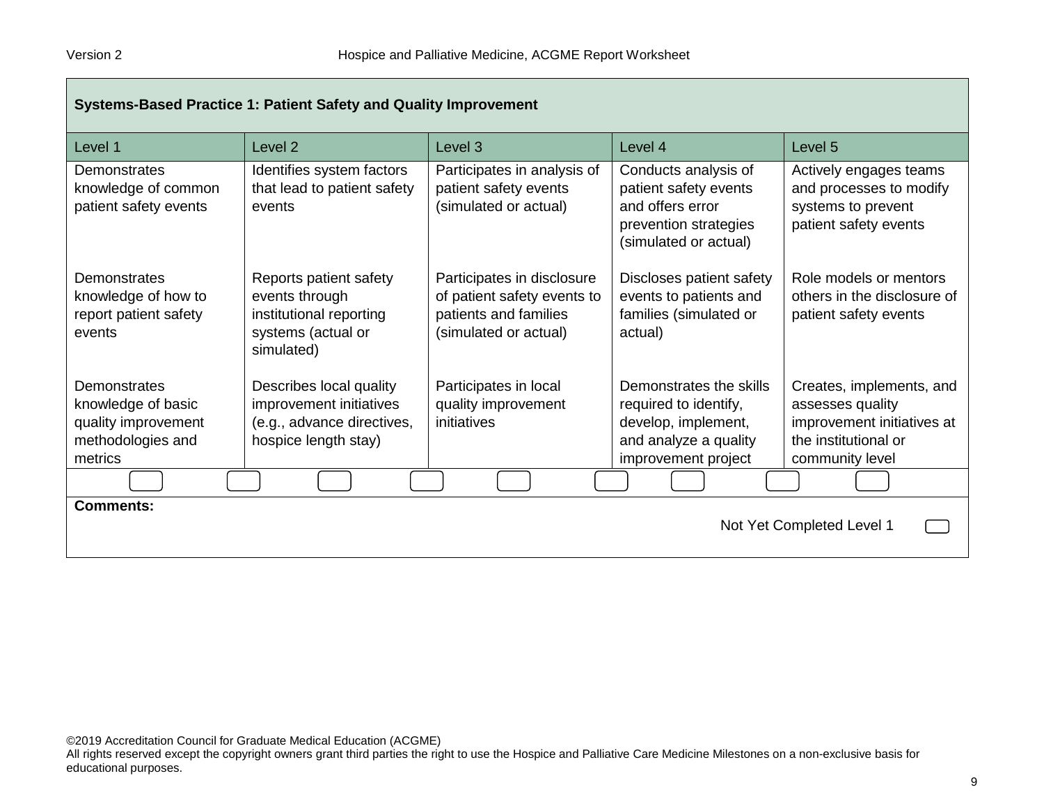## Systems-Based Practice 1: Patient Safety and Quality Improvement

| Level 1 | Level 2 | Level 3 | Level 4 | Level 5 |
| --- | --- | --- | --- | --- |
| Demonstrates knowledge of common patient safety events | Identifies system factors that lead to patient safety events | Participates in analysis of patient safety events (simulated or actual) | Conducts analysis of patient safety events and offers error prevention strategies (simulated or actual) | Actively engages teams and processes to modify systems to prevent patient safety events |
| Demonstrates knowledge of how to report patient safety events | Reports patient safety events through institutional reporting systems (actual or simulated) | Participates in disclosure of patient safety events to patients and families (simulated or actual) | Discloses patient safety events to patients and families (simulated or actual) | Role models or mentors others in the disclosure of patient safety events |
| Demonstrates knowledge of basic quality improvement methodologies and metrics | Describes local quality improvement initiatives (e.g., advance directives, hospice length stay) | Participates in local quality improvement initiatives | Demonstrates the skills required to identify, develop, implement, and analyze a quality improvement project | Creates, implements, and assesses quality improvement initiatives at the institutional or community level |

**Comments:**

Not Yet Completed Level 1

©2019 Accreditation Council for Graduate Medical Education (ACGME)
All rights reserved except the copyright owners grant third parties the right to use the Hospice and Palliative Care Medicine Milestones on a non-exclusive basis for educational purposes.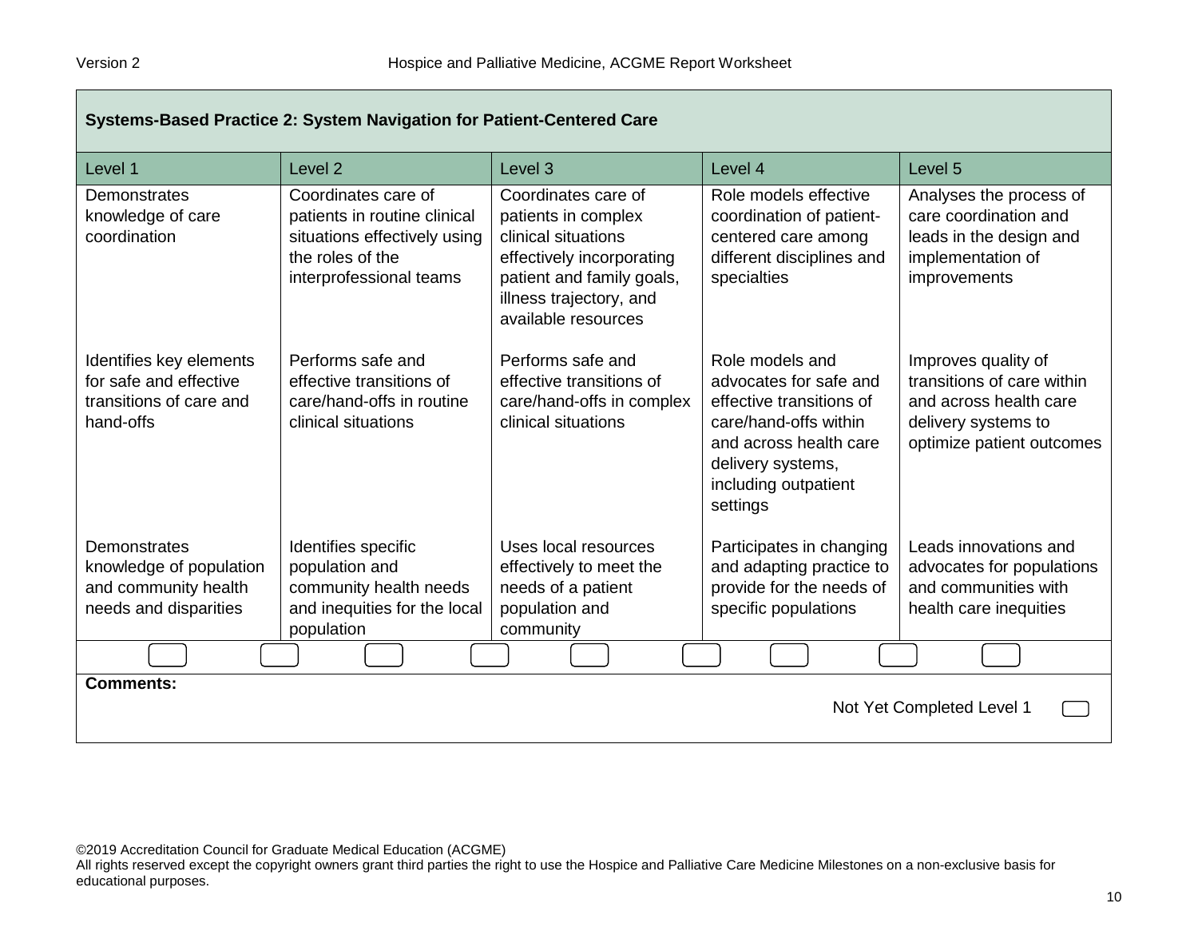## Systems-Based Practice 2: System Navigation for Patient-Centered Care

| Level 1 | Level 2 | Level 3 | Level 4 | Level 5 |
|---|---|---|---|---|
| Demonstrates knowledge of care coordination | Coordinates care of patients in routine clinical situations effectively using the roles of the interprofessional teams | Coordinates care of patients in complex clinical situations effectively incorporating patient and family goals, illness trajectory, and available resources | Role models effective coordination of patient-centered care among different disciplines and specialties | Analyses the process of care coordination and leads in the design and implementation of improvements |
| Identifies key elements for safe and effective transitions of care and hand-offs | Performs safe and effective transitions of care/hand-offs in routine clinical situations | Performs safe and effective transitions of care/hand-offs in complex clinical situations | Role models and advocates for safe and effective transitions of care/hand-offs within and across health care delivery systems, including outpatient settings | Improves quality of transitions of care within and across health care delivery systems to optimize patient outcomes |
| Demonstrates knowledge of population and community health needs and disparities | Identifies specific population and community health needs and inequities for the local population | Uses local resources effectively to meet the needs of a patient population and community | Participates in changing and adapting practice to provide for the needs of specific populations | Leads innovations and advocates for populations and communities with health care inequities |

**Comments:**

Not Yet Completed Level 1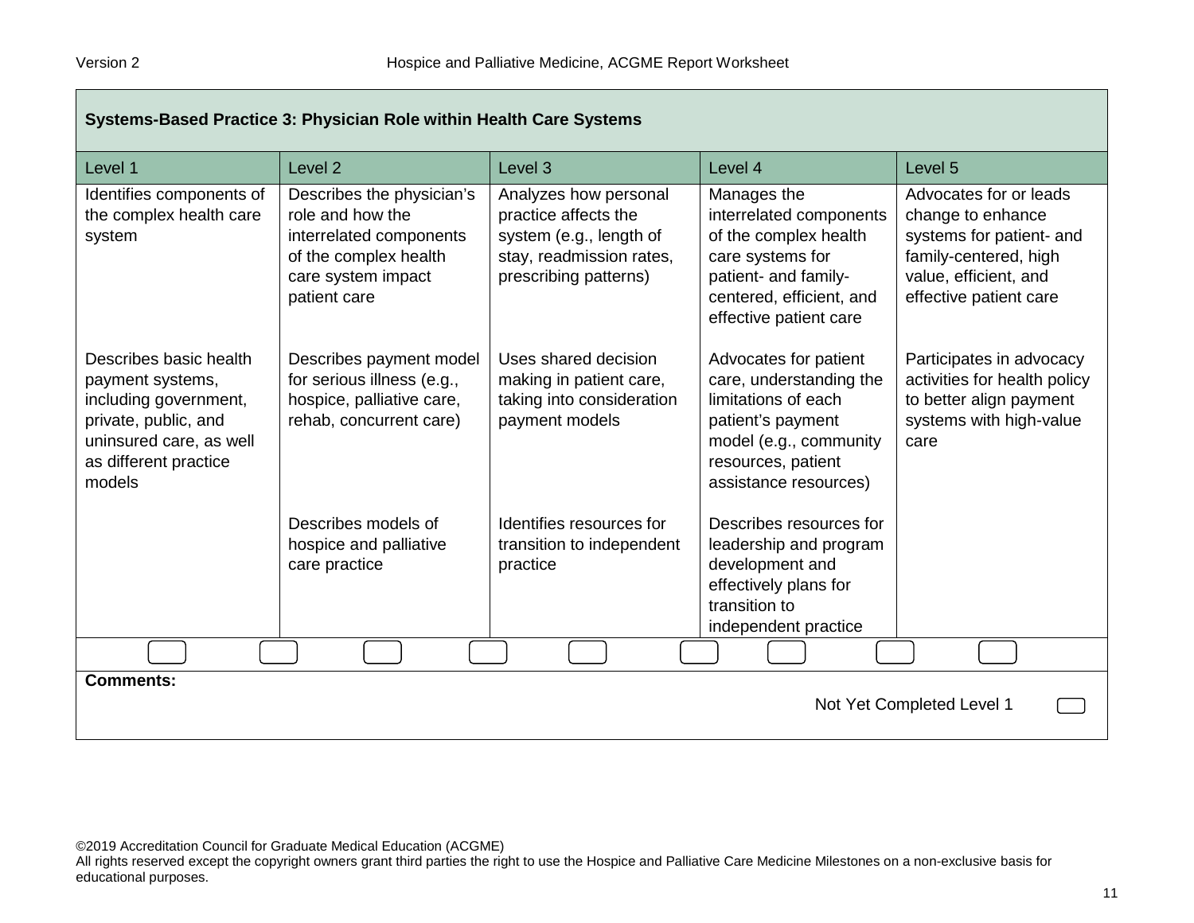| Systems-Based Practice 3: Physician Role within Health Care Systems | | | | |
|---|---|---|---|---|
| Level 1 | Level 2 | Level 3 | Level 4 | Level 5 |
| Identifies components of the complex health care system | Describes the physician's role and how the interrelated components of the complex health care system impact patient care | Analyzes how personal practice affects the system (e.g., length of stay, readmission rates, prescribing patterns) | Manages the interrelated components of the complex health care systems for patient- and family-centered, efficient, and effective patient care | Advocates for or leads change to enhance systems for patient- and family-centered, high value, efficient, and effective patient care |
| Describes basic health payment systems, including government, private, public, and uninsured care, as well as different practice models | Describes payment model for serious illness (e.g., hospice, palliative care, rehab, concurrent care) | Uses shared decision making in patient care, taking into consideration payment models | Advocates for patient care, understanding the limitations of each patient's payment model (e.g., community resources, patient assistance resources) | Participates in advocacy activities for health policy to better align payment systems with high-value care |
| | Describes models of hospice and palliative care practice | Identifies resources for transition to independent practice | Describes resources for leadership and program development and effectively plans for transition to independent practice | |

**Comments:**

Not Yet Completed Level 1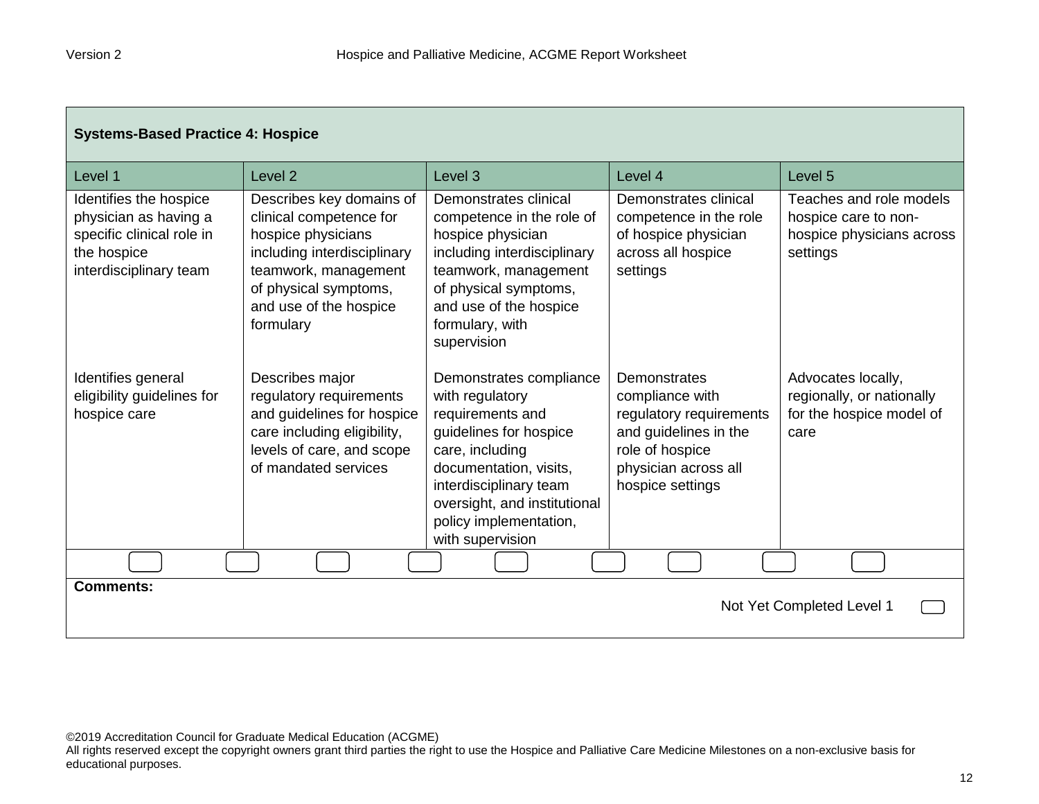## Systems-Based Practice 4: Hospice

| Level 1 | Level 2 | Level 3 | Level 4 | Level 5 |
|---|---|---|---|---|
| Identifies the hospice physician as having a specific clinical role in the hospice interdisciplinary team | Describes key domains of clinical competence for hospice physicians including interdisciplinary teamwork, management of physical symptoms, and use of the hospice formulary | Demonstrates clinical competence in the role of hospice physician including interdisciplinary teamwork, management of physical symptoms, and use of the hospice formulary, with supervision | Demonstrates clinical competence in the role of hospice physician across all hospice settings | Teaches and role models hospice care to non-hospice physicians across settings |
| Identifies general eligibility guidelines for hospice care | Describes major regulatory requirements and guidelines for hospice care including eligibility, levels of care, and scope of mandated services | Demonstrates compliance with regulatory requirements and guidelines for hospice care, including documentation, visits, interdisciplinary team oversight, and institutional policy implementation, with supervision | Demonstrates compliance with regulatory requirements and guidelines in the role of hospice physician across all hospice settings | Advocates locally, regionally, or nationally for the hospice model of care |

**Comments:**

Not Yet Completed Level 1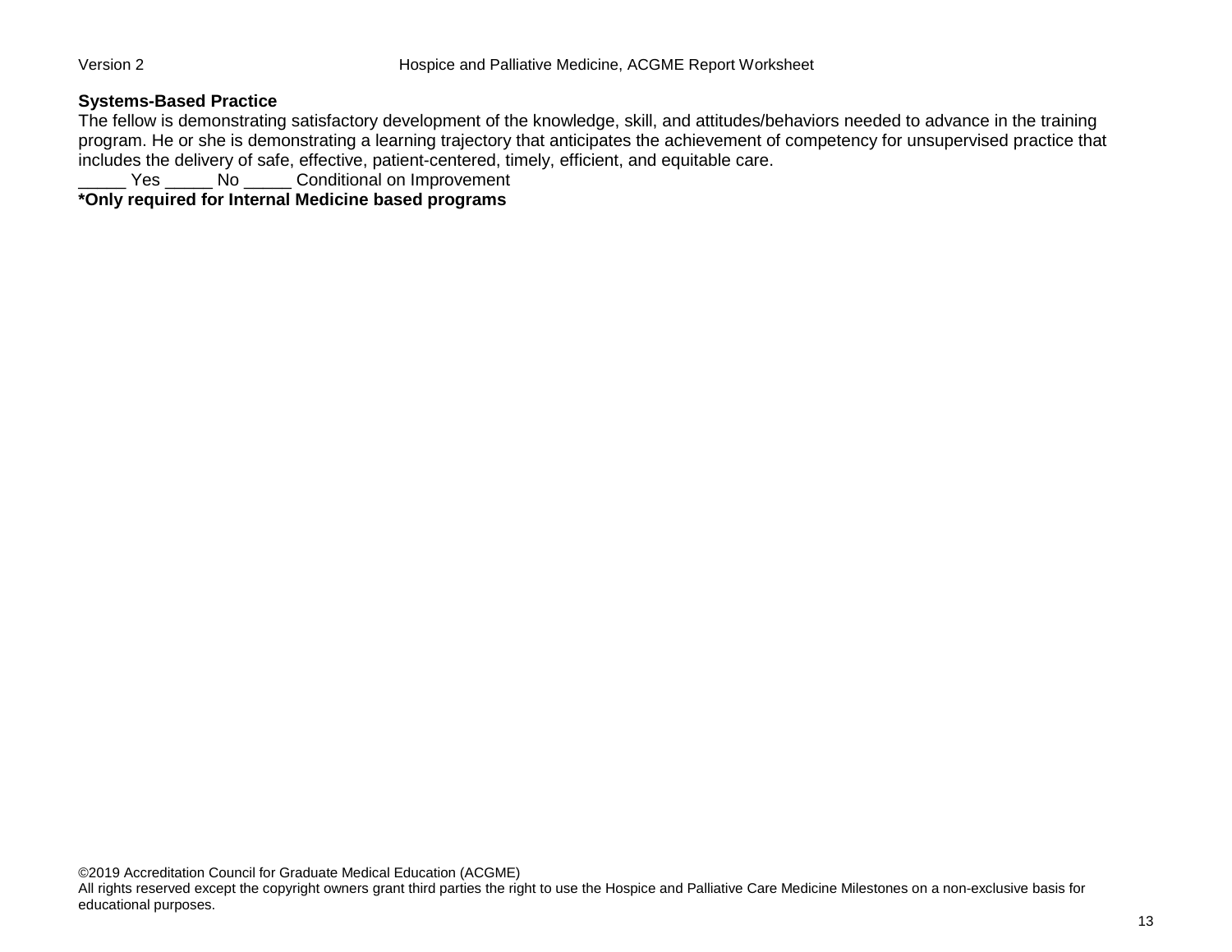**Systems-Based Practice**

The fellow is demonstrating satisfactory development of the knowledge, skill, and attitudes/behaviors needed to advance in the training program. He or she is demonstrating a learning trajectory that anticipates the achievement of competency for unsupervised practice that includes the delivery of safe, effective, patient-centered, timely, efficient, and equitable care.

_____ Yes _____ No _____ Conditional on Improvement

**\*Only required for Internal Medicine based programs**

©2019 Accreditation Council for Graduate Medical Education (ACGME)
All rights reserved except the copyright owners grant third parties the right to use the Hospice and Palliative Care Medicine Milestones on a non-exclusive basis for educational purposes.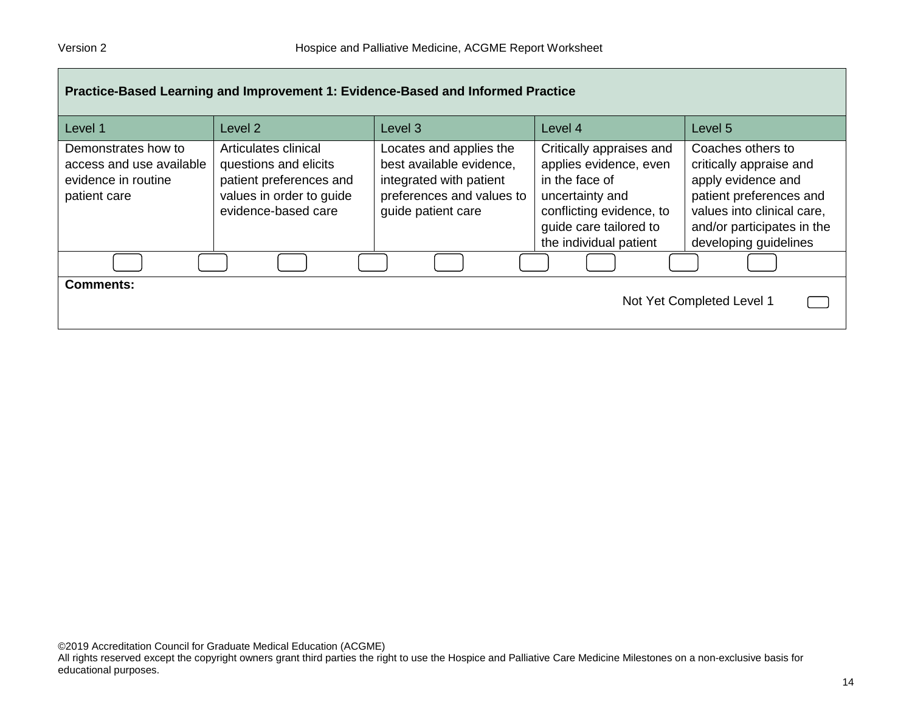| Practice-Based Learning and Improvement 1: Evidence-Based and Informed Practice | | | | |
|---|---|---|---|---|
| Level 1 | Level 2 | Level 3 | Level 4 | Level 5 |
| Demonstrates how to access and use available evidence in routine patient care | Articulates clinical questions and elicits patient preferences and values in order to guide evidence-based care | Locates and applies the best available evidence, integrated with patient preferences and values to guide patient care | Critically appraises and applies evidence, even in the face of uncertainty and conflicting evidence, to guide care tailored to the individual patient | Coaches others to critically appraise and apply evidence and patient preferences and values into clinical care, and/or participates in the developing guidelines |

**Comments:**

Not Yet Completed Level 1

©2019 Accreditation Council for Graduate Medical Education (ACGME)
All rights reserved except the copyright owners grant third parties the right to use the Hospice and Palliative Care Medicine Milestones on a non-exclusive basis for educational purposes.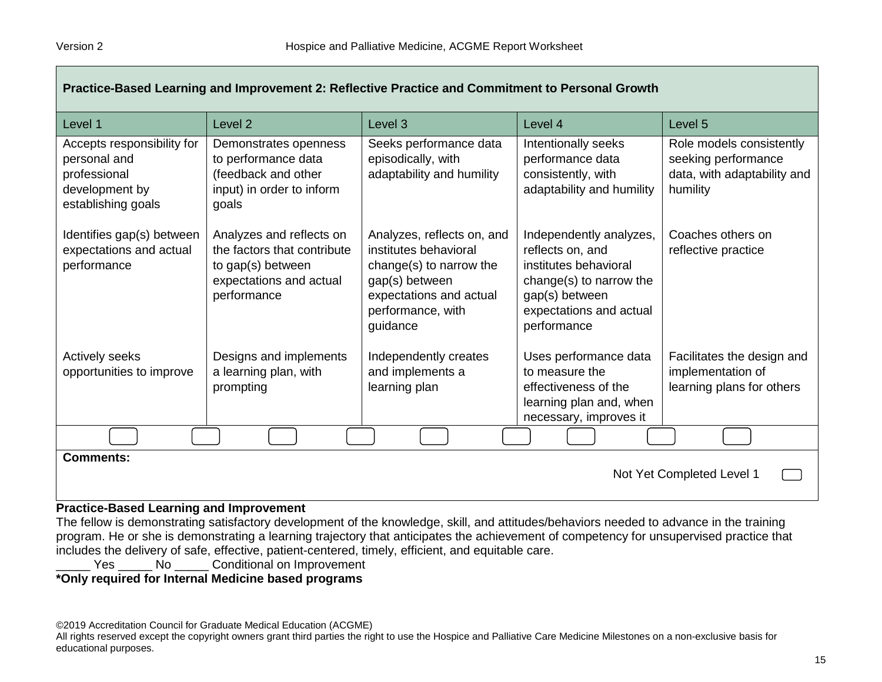| Practice-Based Learning and Improvement 2: Reflective Practice and Commitment to Personal Growth | | | | |
|---|---|---|---|---|
| Level 1 | Level 2 | Level 3 | Level 4 | Level 5 |
| Accepts responsibility for personal and professional development by establishing goals | Demonstrates openness to performance data (feedback and other input) in order to inform goals | Seeks performance data episodically, with adaptability and humility | Intentionally seeks performance data consistently, with adaptability and humility | Role models consistently seeking performance data, with adaptability and humility |
| Identifies gap(s) between expectations and actual performance | Analyzes and reflects on the factors that contribute to gap(s) between expectations and actual performance | Analyzes, reflects on, and institutes behavioral change(s) to narrow the gap(s) between expectations and actual performance, with guidance | Independently analyzes, reflects on, and institutes behavioral change(s) to narrow the gap(s) between expectations and actual performance | Coaches others on reflective practice |
| Actively seeks opportunities to improve | Designs and implements a learning plan, with prompting | Independently creates and implements a learning plan | Uses performance data to measure the effectiveness of the learning plan and, when necessary, improves it | Facilitates the design and implementation of learning plans for others |

**Comments:**

Not Yet Completed Level 1

**Practice-Based Learning and Improvement**

The fellow is demonstrating satisfactory development of the knowledge, skill, and attitudes/behaviors needed to advance in the training program. He or she is demonstrating a learning trajectory that anticipates the achievement of competency for unsupervised practice that includes the delivery of safe, effective, patient-centered, timely, efficient, and equitable care.

_____ Yes _____ No _____ Conditional on Improvement

***Only required for Internal Medicine based programs**

©2019 Accreditation Council for Graduate Medical Education (ACGME)
All rights reserved except the copyright owners grant third parties the right to use the Hospice and Palliative Care Medicine Milestones on a non-exclusive basis for educational purposes.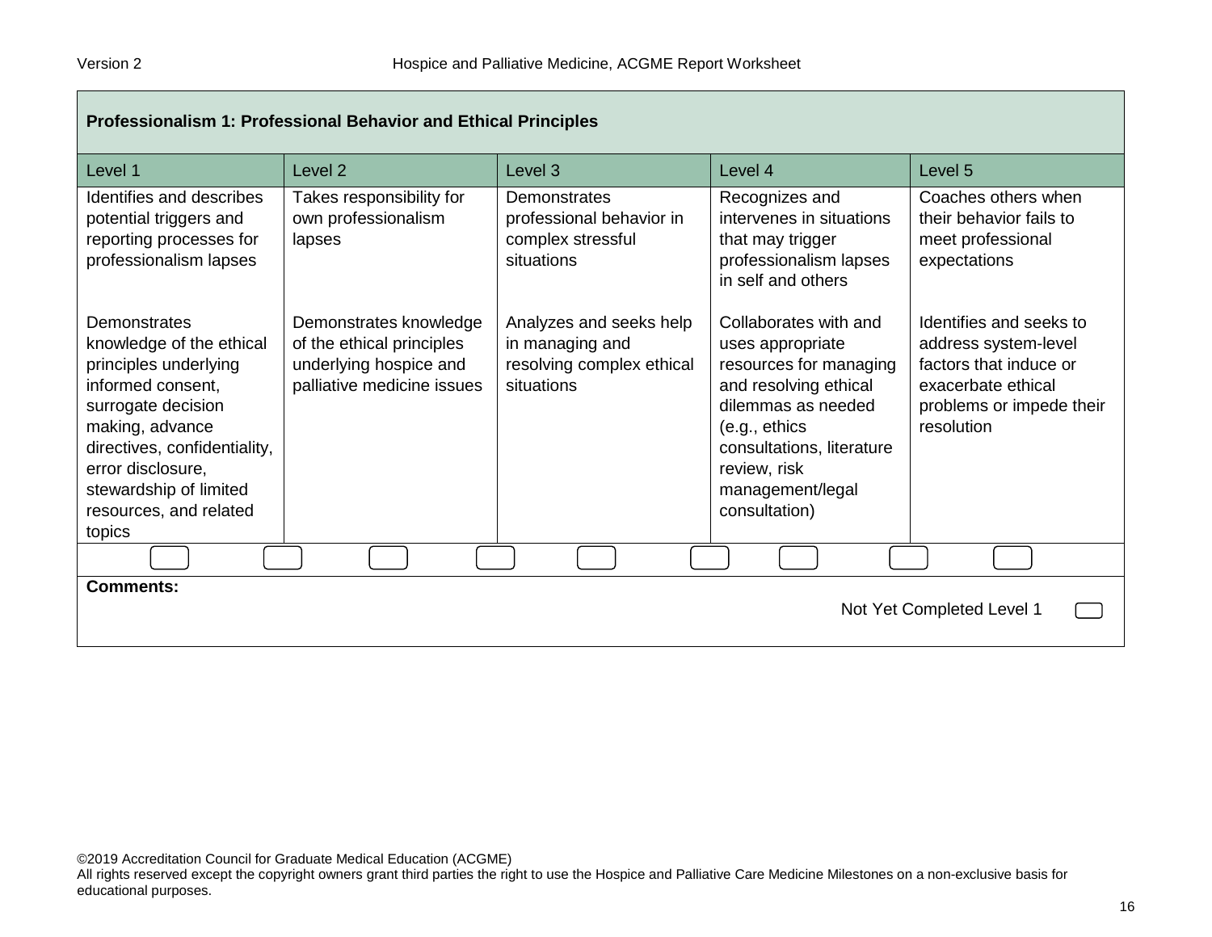## Professionalism 1: Professional Behavior and Ethical Principles

| Level 1 | Level 2 | Level 3 | Level 4 | Level 5 |
|---|---|---|---|---|
| Identifies and describes potential triggers and reporting processes for professionalism lapses | Takes responsibility for own professionalism lapses | Demonstrates professional behavior in complex stressful situations | Recognizes and intervenes in situations that may trigger professionalism lapses in self and others | Coaches others when their behavior fails to meet professional expectations |
| Demonstrates knowledge of the ethical principles underlying informed consent, surrogate decision making, advance directives, confidentiality, error disclosure, stewardship of limited resources, and related topics | Demonstrates knowledge of the ethical principles underlying hospice and palliative medicine issues | Analyzes and seeks help in managing and resolving complex ethical situations | Collaborates with and uses appropriate resources for managing and resolving ethical dilemmas as needed (e.g., ethics consultations, literature review, risk management/legal consultation) | Identifies and seeks to address system-level factors that induce or exacerbate ethical problems or impede their resolution |

**Comments:**

Not Yet Completed Level 1

©2019 Accreditation Council for Graduate Medical Education (ACGME)
All rights reserved except the copyright owners grant third parties the right to use the Hospice and Palliative Care Medicine Milestones on a non-exclusive basis for educational purposes.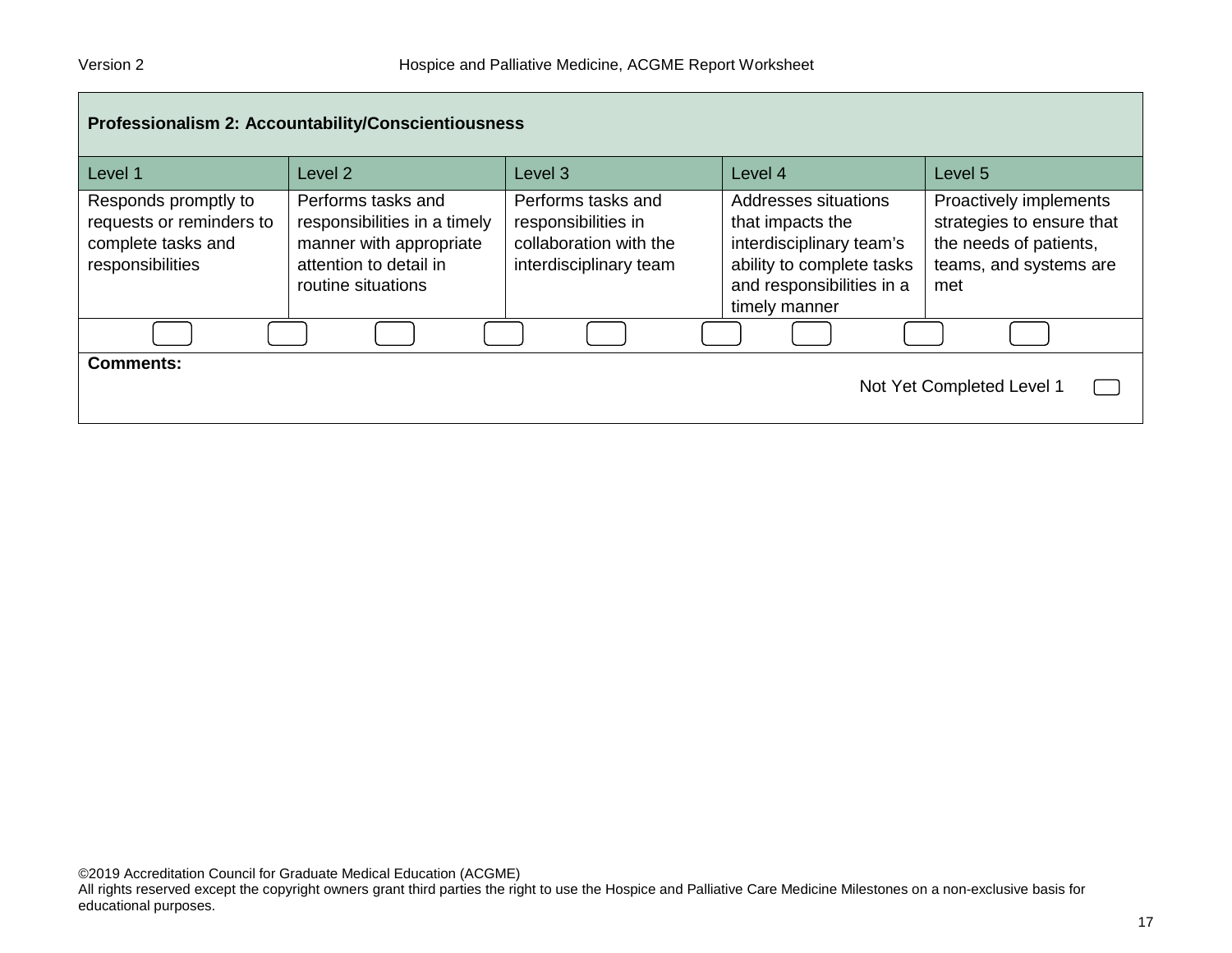## Professionalism 2: Accountability/Conscientiousness

| Level 1 | Level 2 | Level 3 | Level 4 | Level 5 |
|---|---|---|---|---|
| Responds promptly to requests or reminders to complete tasks and responsibilities | Performs tasks and responsibilities in a timely manner with appropriate attention to detail in routine situations | Performs tasks and responsibilities in collaboration with the interdisciplinary team | Addresses situations that impacts the interdisciplinary team's ability to complete tasks and responsibilities in a timely manner | Proactively implements strategies to ensure that the needs of patients, teams, and systems are met |

**Comments:**

Not Yet Completed Level 1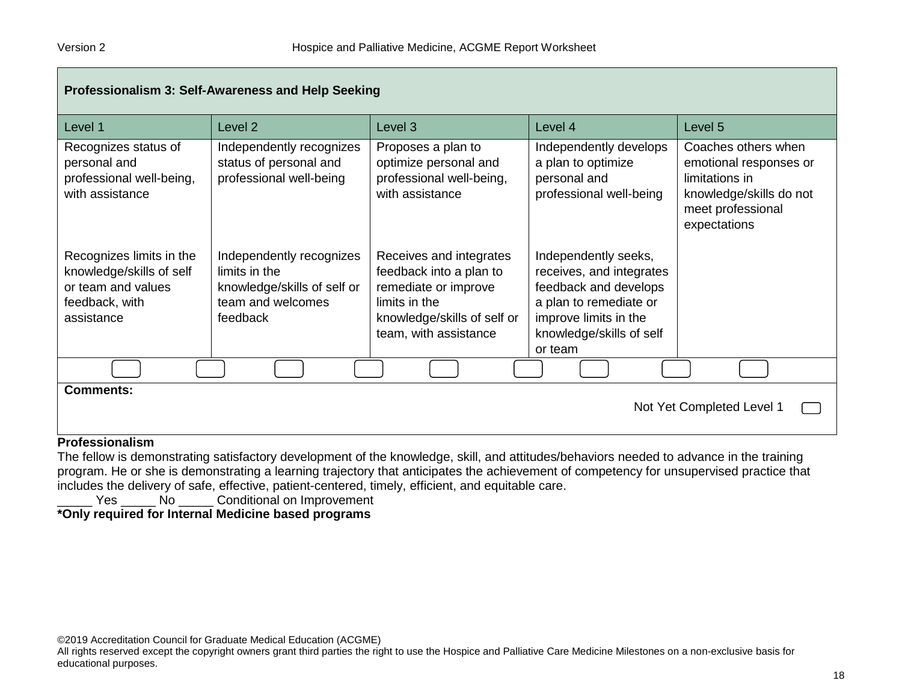| Professionalism 3: Self-Awareness and Help Seeking | | | | |
|---|---|---|---|---|
| **Level 1** | **Level 2** | **Level 3** | **Level 4** | **Level 5** |
| Recognizes status of personal and professional well-being, with assistance | Independently recognizes status of personal and professional well-being | Proposes a plan to optimize personal and professional well-being, with assistance | Independently develops a plan to optimize personal and professional well-being | Coaches others when emotional responses or limitations in knowledge/skills do not meet professional expectations |
| Recognizes limits in the knowledge/skills of self or team and values feedback, with assistance | Independently recognizes limits in the knowledge/skills of self or team and welcomes feedback | Receives and integrates feedback into a plan to remediate or improve limits in the knowledge/skills of self or team, with assistance | Independently seeks, receives, and integrates feedback and develops a plan to remediate or improve limits in the knowledge/skills of self or team | |

**Comments:**

Not Yet Completed Level 1

**Professionalism**

The fellow is demonstrating satisfactory development of the knowledge, skill, and attitudes/behaviors needed to advance in the training program. He or she is demonstrating a learning trajectory that anticipates the achievement of competency for unsupervised practice that includes the delivery of safe, effective, patient-centered, timely, efficient, and equitable care.

_____ Yes _____ No _____ Conditional on Improvement

**\*Only required for Internal Medicine based programs**

©2019 Accreditation Council for Graduate Medical Education (ACGME)
All rights reserved except the copyright owners grant third parties the right to use the Hospice and Palliative Care Medicine Milestones on a non-exclusive basis for educational purposes.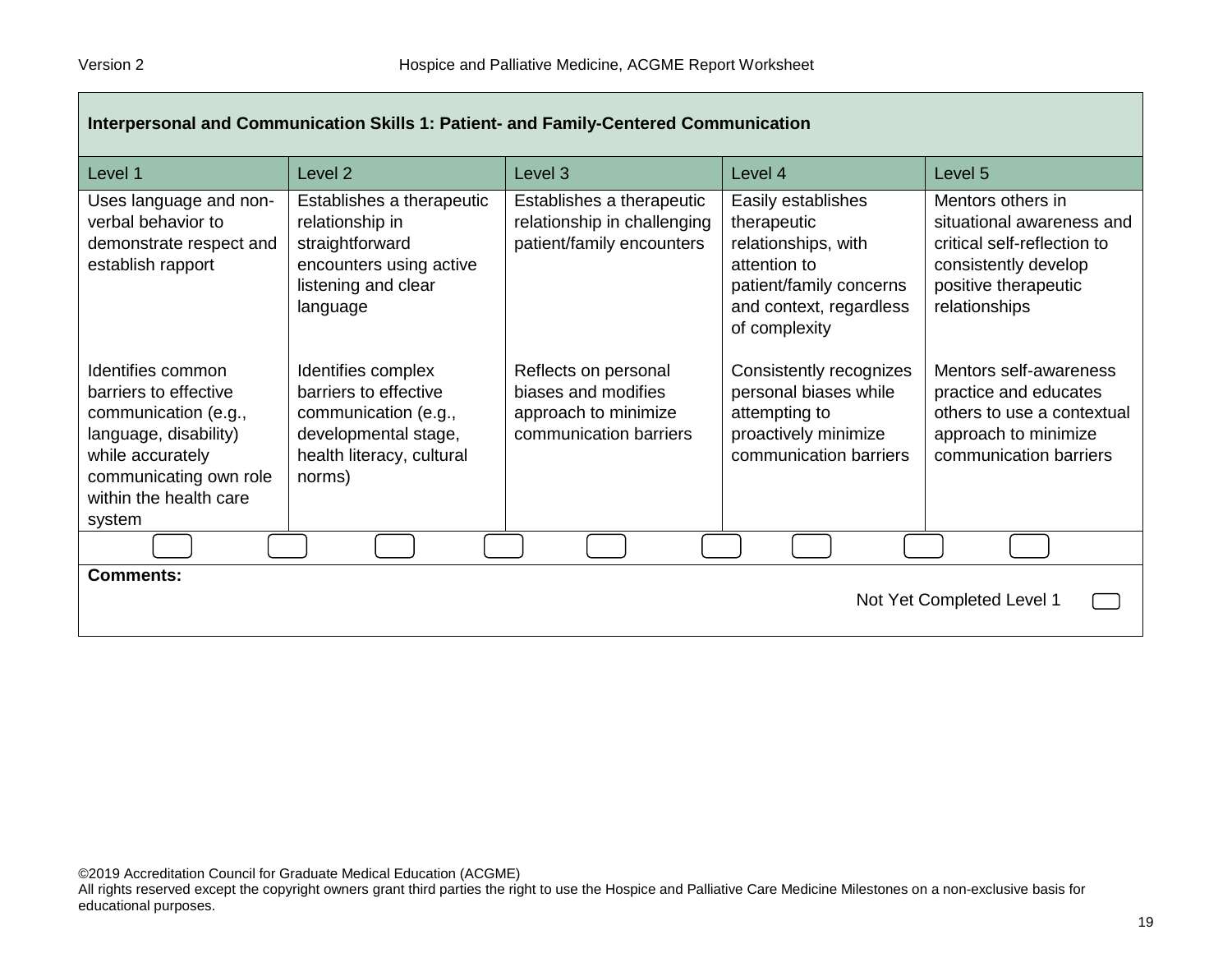| Interpersonal and Communication Skills 1: Patient- and Family-Centered Communication | | | | |
|---|---|---|---|---|
| Level 1 | Level 2 | Level 3 | Level 4 | Level 5 |
| Uses language and non-verbal behavior to demonstrate respect and establish rapport | Establishes a therapeutic relationship in straightforward encounters using active listening and clear language | Establishes a therapeutic relationship in challenging patient/family encounters | Easily establishes therapeutic relationships, with attention to patient/family concerns and context, regardless of complexity | Mentors others in situational awareness and critical self-reflection to consistently develop positive therapeutic relationships |
| Identifies common barriers to effective communication (e.g., language, disability) while accurately communicating own role within the health care system | Identifies complex barriers to effective communication (e.g., developmental stage, health literacy, cultural norms) | Reflects on personal biases and modifies approach to minimize communication barriers | Consistently recognizes personal biases while attempting to proactively minimize communication barriers | Mentors self-awareness practice and educates others to use a contextual approach to minimize communication barriers |

**Comments:**

Not Yet Completed Level 1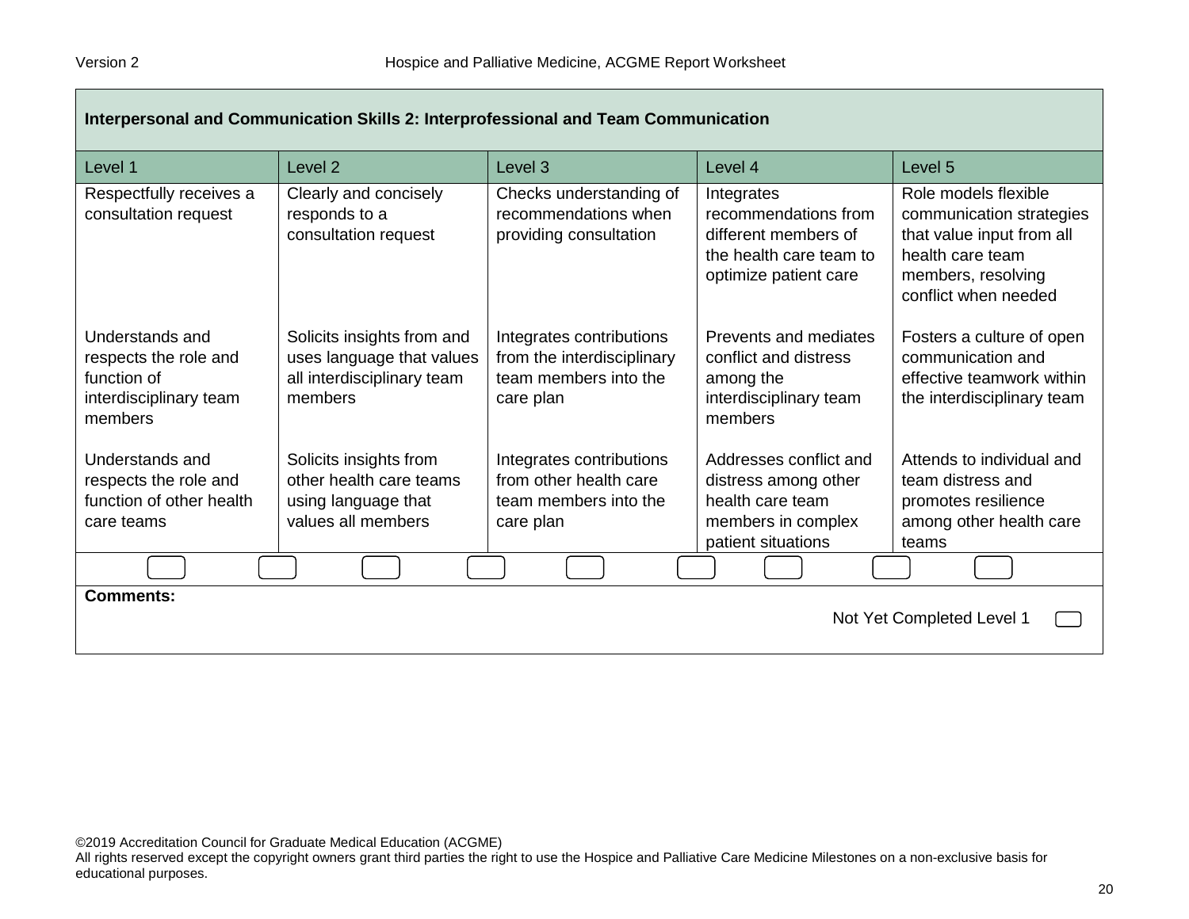## Interpersonal and Communication Skills 2: Interprofessional and Team Communication

| Level 1 | Level 2 | Level 3 | Level 4 | Level 5 |
|---|---|---|---|---|
| Respectfully receives a consultation request | Clearly and concisely responds to a consultation request | Checks understanding of recommendations when providing consultation | Integrates recommendations from different members of the health care team to optimize patient care | Role models flexible communication strategies that value input from all health care team members, resolving conflict when needed |
| Understands and respects the role and function of interdisciplinary team members | Solicits insights from and uses language that values all interdisciplinary team members | Integrates contributions from the interdisciplinary team members into the care plan | Prevents and mediates conflict and distress among the interdisciplinary team members | Fosters a culture of open communication and effective teamwork within the interdisciplinary team |
| Understands and respects the role and function of other health care teams | Solicits insights from other health care teams using language that values all members | Integrates contributions from other health care team members into the care plan | Addresses conflict and distress among other health care team members in complex patient situations | Attends to individual and team distress and promotes resilience among other health care teams |

**Comments:**

Not Yet Completed Level 1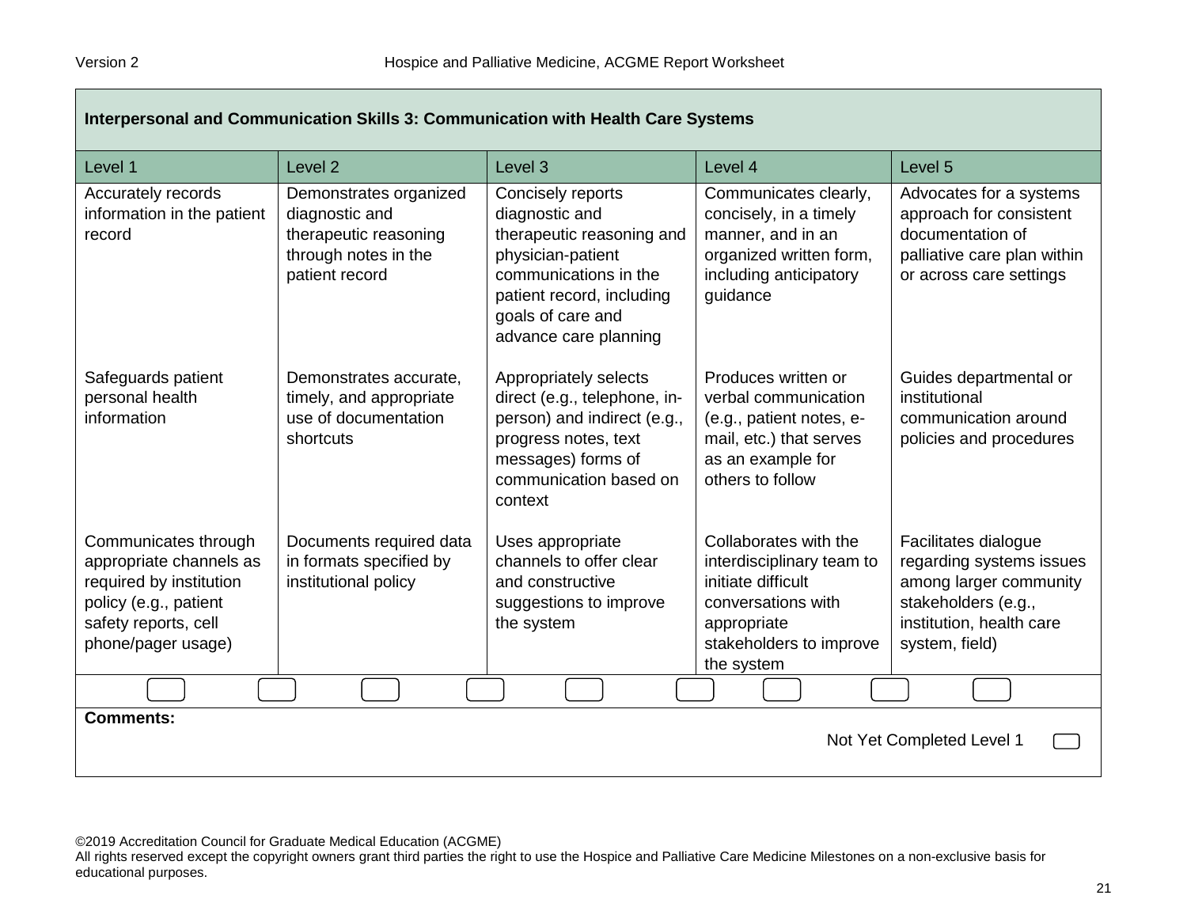## Interpersonal and Communication Skills 3: Communication with Health Care Systems

| Level 1 | Level 2 | Level 3 | Level 4 | Level 5 |
|---|---|---|---|---|
| Accurately records information in the patient record | Demonstrates organized diagnostic and therapeutic reasoning through notes in the patient record | Concisely reports diagnostic and therapeutic reasoning and physician-patient communications in the patient record, including goals of care and advance care planning | Communicates clearly, concisely, in a timely manner, and in an organized written form, including anticipatory guidance | Advocates for a systems approach for consistent documentation of palliative care plan within or across care settings |
| Safeguards patient personal health information | Demonstrates accurate, timely, and appropriate use of documentation shortcuts | Appropriately selects direct (e.g., telephone, in-person) and indirect (e.g., progress notes, text messages) forms of communication based on context | Produces written or verbal communication (e.g., patient notes, e-mail, etc.) that serves as an example for others to follow | Guides departmental or institutional communication around policies and procedures |
| Communicates through appropriate channels as required by institution policy (e.g., patient safety reports, cell phone/pager usage) | Documents required data in formats specified by institutional policy | Uses appropriate channels to offer clear and constructive suggestions to improve the system | Collaborates with the interdisciplinary team to initiate difficult conversations with appropriate stakeholders to improve the system | Facilitates dialogue regarding systems issues among larger community stakeholders (e.g., institution, health care system, field) |

**Comments:**

Not Yet Completed Level 1

©2019 Accreditation Council for Graduate Medical Education (ACGME)
All rights reserved except the copyright owners grant third parties the right to use the Hospice and Palliative Care Medicine Milestones on a non-exclusive basis for educational purposes.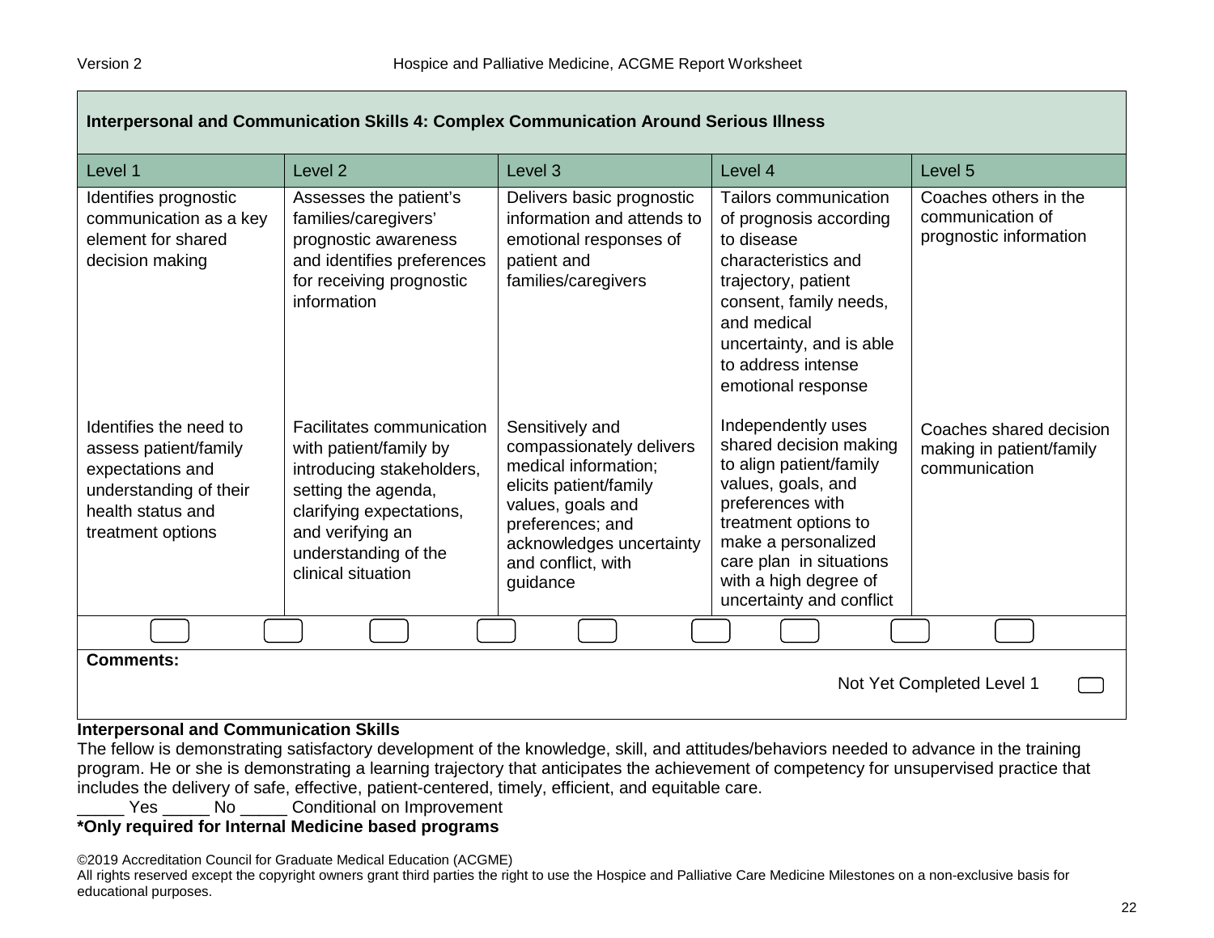| Interpersonal and Communication Skills 4: Complex Communication Around Serious Illness | | | | |
|---|---|---|---|---|
| Level 1 | Level 2 | Level 3 | Level 4 | Level 5 |
| Identifies prognostic communication as a key element for shared decision making | Assesses the patient's families/caregivers' prognostic awareness and identifies preferences for receiving prognostic information | Delivers basic prognostic information and attends to emotional responses of patient and families/caregivers | Tailors communication of prognosis according to disease characteristics and trajectory, patient consent, family needs, and medical uncertainty, and is able to address intense emotional response | Coaches others in the communication of prognostic information |
| Identifies the need to assess patient/family expectations and understanding of their health status and treatment options | Facilitates communication with patient/family by introducing stakeholders, setting the agenda, clarifying expectations, and verifying an understanding of the clinical situation | Sensitively and compassionately delivers medical information; elicits patient/family values, goals and preferences; and acknowledges uncertainty and conflict, with guidance | Independently uses shared decision making to align patient/family values, goals, and preferences with treatment options to make a personalized care plan in situations with a high degree of uncertainty and conflict | Coaches shared decision making in patient/family communication |

**Comments:**

Not Yet Completed Level 1

**Interpersonal and Communication Skills**

The fellow is demonstrating satisfactory development of the knowledge, skill, and attitudes/behaviors needed to advance in the training program. He or she is demonstrating a learning trajectory that anticipates the achievement of competency for unsupervised practice that includes the delivery of safe, effective, patient-centered, timely, efficient, and equitable care.

_____ Yes _____ No _____ Conditional on Improvement

**\*Only required for Internal Medicine based programs**

©2019 Accreditation Council for Graduate Medical Education (ACGME)
All rights reserved except the copyright owners grant third parties the right to use the Hospice and Palliative Care Medicine Milestones on a non-exclusive basis for educational purposes.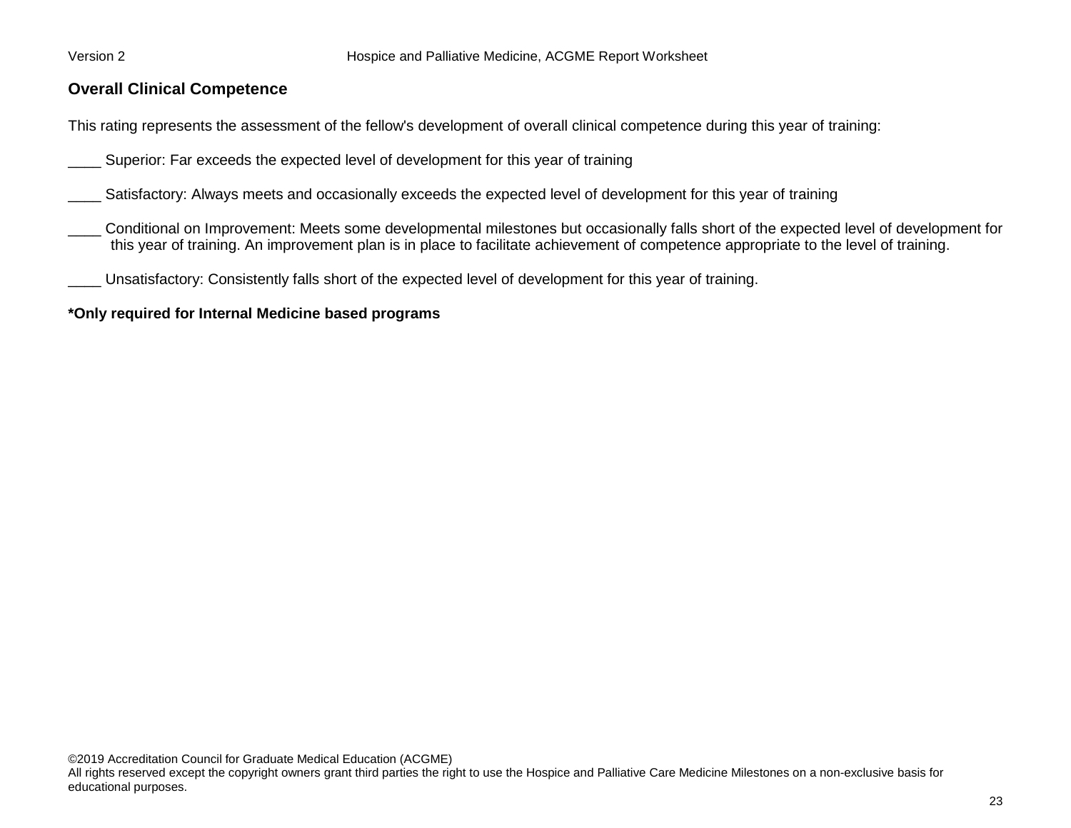## Overall Clinical Competence

This rating represents the assessment of the fellow's development of overall clinical competence during this year of training:

____ Superior: Far exceeds the expected level of development for this year of training

____ Satisfactory: Always meets and occasionally exceeds the expected level of development for this year of training

____ Conditional on Improvement: Meets some developmental milestones but occasionally falls short of the expected level of development for this year of training. An improvement plan is in place to facilitate achievement of competence appropriate to the level of training.

____ Unsatisfactory: Consistently falls short of the expected level of development for this year of training.

**\*Only required for Internal Medicine based programs**

©2019 Accreditation Council for Graduate Medical Education (ACGME)
All rights reserved except the copyright owners grant third parties the right to use the Hospice and Palliative Care Medicine Milestones on a non-exclusive basis for educational purposes.